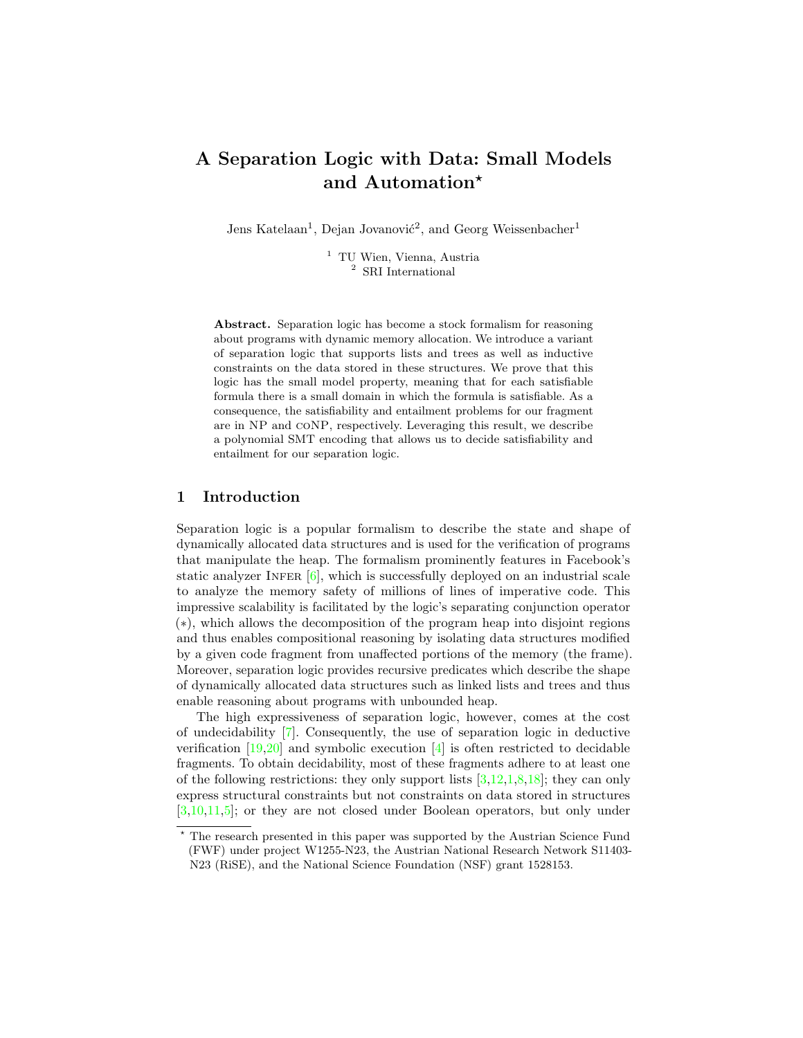# A Separation Logic with Data: Small Models and Automation*

Jens Katelaan[1], Dejan Jovanović[2], and Georg Weissenbacher[1]

[1] TU Wien, Vienna, Austria
[2] SRI International

**Abstract.** Separation logic has become a stock formalism for reasoning about programs with dynamic memory allocation. We introduce a variant of separation logic that supports lists and trees as well as inductive constraints on the data stored in these structures. We prove that this logic has the small model property, meaning that for each satisfiable formula there is a small domain in which the formula is satisfiable. As a consequence, the satisfiability and entailment problems for our fragment are in NP and coNP, respectively. Leveraging this result, we describe a polynomial SMT encoding that allows us to decide satisfiability and entailment for our separation logic.

## 1 Introduction

Separation logic is a popular formalism to describe the state and shape of dynamically allocated data structures and is used for the verification of programs that manipulate the heap. The formalism prominently features in Facebook's static analyzer Infer [6], which is successfully deployed on an industrial scale to analyze the memory safety of millions of lines of imperative code. This impressive scalability is facilitated by the logic's separating conjunction operator ($*$), which allows the decomposition of the program heap into disjoint regions and thus enables compositional reasoning by isolating data structures modified by a given code fragment from unaffected portions of the memory (the frame). Moreover, separation logic provides recursive predicates which describe the shape of dynamically allocated data structures such as linked lists and trees and thus enable reasoning about programs with unbounded heap.

The high expressiveness of separation logic, however, comes at the cost of undecidability [7]. Consequently, the use of separation logic in deductive verification [19,20] and symbolic execution [4] is often restricted to decidable fragments. To obtain decidability, most of these fragments adhere to at least one of the following restrictions: they only support lists [3,12,1,8,18]; they can only express structural constraints but not constraints on data stored in structures [3,10,11,5]; or they are not closed under Boolean operators, but only under

* The research presented in this paper was supported by the Austrian Science Fund (FWF) under project W1255-N23, the Austrian National Research Network S11403-N23 (RiSE), and the National Science Foundation (NSF) grant 1528153.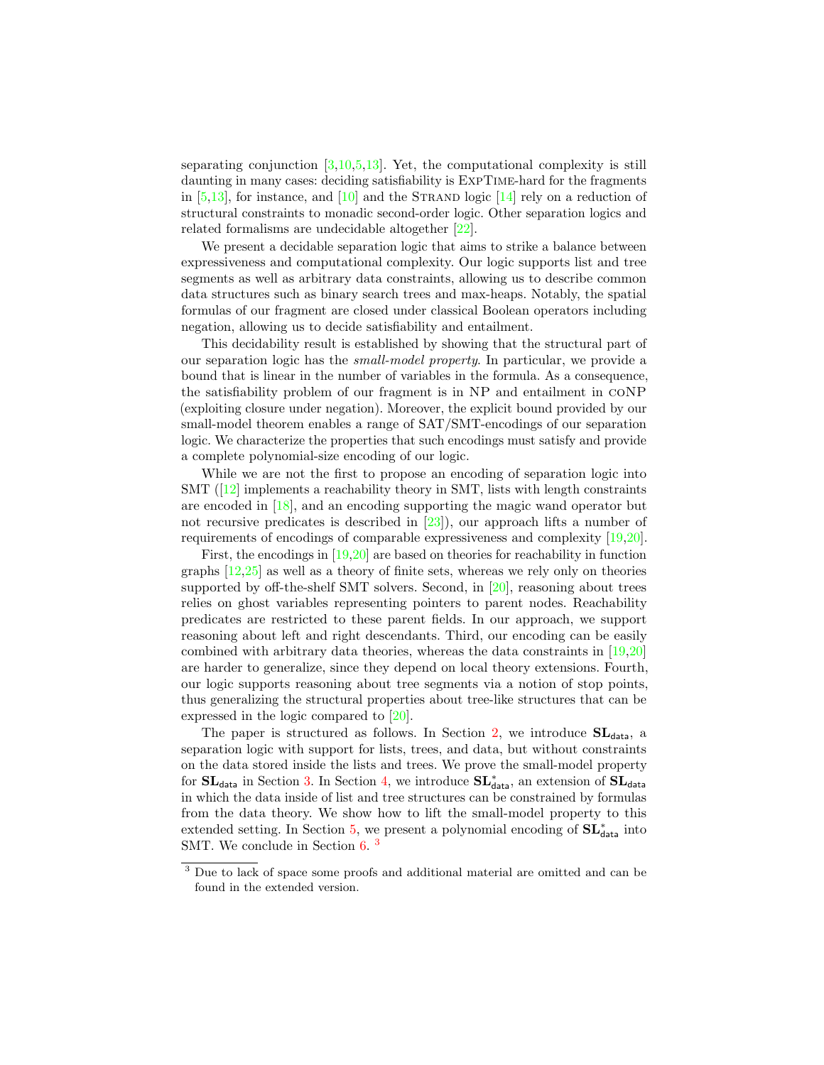separating conjunction [3,10,5,13]. Yet, the computational complexity is still daunting in many cases: deciding satisfiability is ExpTime-hard for the fragments in [5,13], for instance, and [10] and the Strand logic [14] rely on a reduction of structural constraints to monadic second-order logic. Other separation logics and related formalisms are undecidable altogether [22].

We present a decidable separation logic that aims to strike a balance between expressiveness and computational complexity. Our logic supports list and tree segments as well as arbitrary data constraints, allowing us to describe common data structures such as binary search trees and max-heaps. Notably, the spatial formulas of our fragment are closed under classical Boolean operators including negation, allowing us to decide satisfiability and entailment.

This decidability result is established by showing that the structural part of our separation logic has the *small-model property*. In particular, we provide a bound that is linear in the number of variables in the formula. As a consequence, the satisfiability problem of our fragment is in NP and entailment in coNP (exploiting closure under negation). Moreover, the explicit bound provided by our small-model theorem enables a range of SAT/SMT-encodings of our separation logic. We characterize the properties that such encodings must satisfy and provide a complete polynomial-size encoding of our logic.

While we are not the first to propose an encoding of separation logic into SMT ([12] implements a reachability theory in SMT, lists with length constraints are encoded in [18], and an encoding supporting the magic wand operator but not recursive predicates is described in [23]), our approach lifts a number of requirements of encodings of comparable expressiveness and complexity [19,20].

First, the encodings in [19,20] are based on theories for reachability in function graphs [12,25] as well as a theory of finite sets, whereas we rely only on theories supported by off-the-shelf SMT solvers. Second, in [20], reasoning about trees relies on ghost variables representing pointers to parent nodes. Reachability predicates are restricted to these parent fields. In our approach, we support reasoning about left and right descendants. Third, our encoding can be easily combined with arbitrary data theories, whereas the data constraints in [19,20] are harder to generalize, since they depend on local theory extensions. Fourth, our logic supports reasoning about tree segments via a notion of stop points, thus generalizing the structural properties about tree-like structures that can be expressed in the logic compared to [20].

The paper is structured as follows. In Section 2, we introduce $\mathbf{SL}_{\mathsf{data}}$, a separation logic with support for lists, trees, and data, but without constraints on the data stored inside the lists and trees. We prove the small-model property for $\mathbf{SL}_{\mathsf{data}}$ in Section 3. In Section 4, we introduce $\mathbf{SL}^{*}_{\mathsf{data}}$, an extension of $\mathbf{SL}_{\mathsf{data}}$ in which the data inside of list and tree structures can be constrained by formulas from the data theory. We show how to lift the small-model property to this extended setting. In Section 5, we present a polynomial encoding of $\mathbf{SL}^{*}_{\mathsf{data}}$ into SMT. We conclude in Section 6. [3]

[3] Due to lack of space some proofs and additional material are omitted and can be found in the extended version.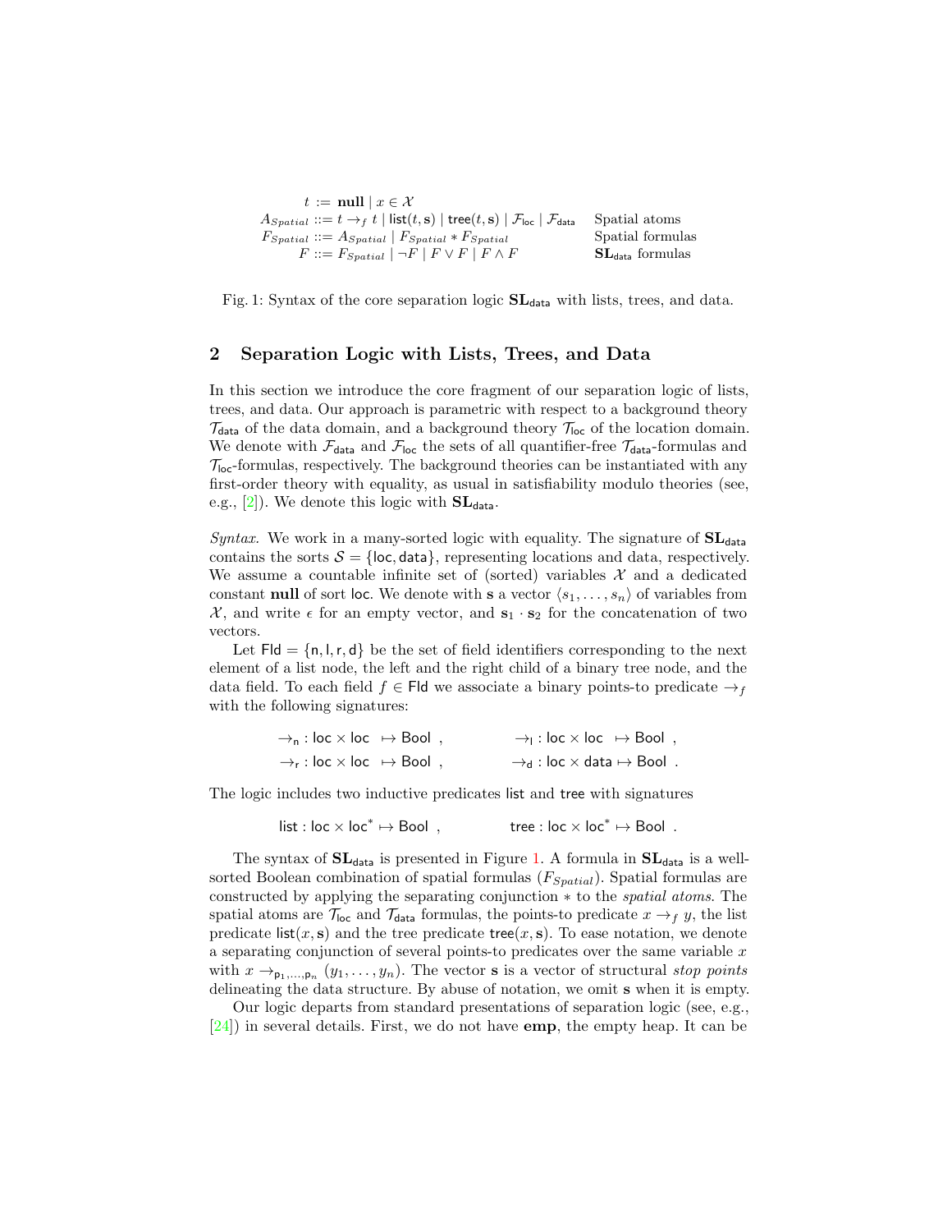$$
\begin{array}{rll}
t & ::= \mathbf{null} \mid x \in \mathcal{X} & \\
A_{Spatial} & ::= t \rightarrow_f t \mid \mathsf{list}(t, \mathbf{s}) \mid \mathsf{tree}(t, \mathbf{s}) \mid \mathcal{F}_{\mathsf{loc}} \mid \mathcal{F}_{\mathsf{data}} & \text{Spatial atoms} \\
F_{Spatial} & ::= A_{Spatial} \mid F_{Spatial} * F_{Spatial} & \text{Spatial formulas} \\
F & ::= F_{Spatial} \mid \neg F \mid F \vee F \mid F \wedge F & \mathbf{SL}_{\mathsf{data}} \text{ formulas}
\end{array}
$$

Fig. 1: Syntax of the core separation logic $\mathbf{SL}_{\mathsf{data}}$ with lists, trees, and data.

## 2 Separation Logic with Lists, Trees, and Data

In this section we introduce the core fragment of our separation logic of lists, trees, and data. Our approach is parametric with respect to a background theory $\mathcal{T}_{\mathsf{data}}$ of the data domain, and a background theory $\mathcal{T}_{\mathsf{loc}}$ of the location domain. We denote with $\mathcal{F}_{\mathsf{data}}$ and $\mathcal{F}_{\mathsf{loc}}$ the sets of all quantifier-free $\mathcal{T}_{\mathsf{data}}$-formulas and $\mathcal{T}_{\mathsf{loc}}$-formulas, respectively. The background theories can be instantiated with any first-order theory with equality, as usual in satisfiability modulo theories (see, e.g., [2]). We denote this logic with $\mathbf{SL}_{\mathsf{data}}$.

*Syntax.* We work in a many-sorted logic with equality. The signature of $\mathbf{SL}_{\mathsf{data}}$ contains the sorts $\mathcal{S} = \{\mathsf{loc}, \mathsf{data}\}$, representing locations and data, respectively. We assume a countable infinite set of (sorted) variables $\mathcal{X}$ and a dedicated constant **null** of sort $\mathsf{loc}$. We denote with $\mathbf{s}$ a vector $\langle s_1, \ldots, s_n \rangle$ of variables from $\mathcal{X}$, and write $\epsilon$ for an empty vector, and $\mathbf{s}_1 \cdot \mathbf{s}_2$ for the concatenation of two vectors.

Let $\mathsf{Fld} = \{\mathsf{n}, \mathsf{l}, \mathsf{r}, \mathsf{d}\}$ be the set of field identifiers corresponding to the next element of a list node, the left and the right child of a binary tree node, and the data field. To each field $f \in \mathsf{Fld}$ we associate a binary points-to predicate $\rightarrow_f$ with the following signatures:

$$
\begin{array}{ll}
\rightarrow_{\mathsf{n}} : \mathsf{loc} \times \mathsf{loc} \ \mapsto \mathsf{Bool} \ , & \rightarrow_{\mathsf{l}} : \mathsf{loc} \times \mathsf{loc} \ \mapsto \mathsf{Bool} \ , \\
\rightarrow_{\mathsf{r}} : \mathsf{loc} \times \mathsf{loc} \ \mapsto \mathsf{Bool} \ , & \rightarrow_{\mathsf{d}} : \mathsf{loc} \times \mathsf{data} \mapsto \mathsf{Bool} \ .
\end{array}
$$

The logic includes two inductive predicates $\mathsf{list}$ and $\mathsf{tree}$ with signatures

$$
\mathsf{list} : \mathsf{loc} \times \mathsf{loc}^* \mapsto \mathsf{Bool} \ , \qquad \mathsf{tree} : \mathsf{loc} \times \mathsf{loc}^* \mapsto \mathsf{Bool} \ .
$$

The syntax of $\mathbf{SL}_{\mathsf{data}}$ is presented in Figure 1. A formula in $\mathbf{SL}_{\mathsf{data}}$ is a well-sorted Boolean combination of spatial formulas ($F_{Spatial}$). Spatial formulas are constructed by applying the separating conjunction $*$ to the *spatial atoms*. The spatial atoms are $\mathcal{T}_{\mathsf{loc}}$ and $\mathcal{T}_{\mathsf{data}}$ formulas, the points-to predicate $x \rightarrow_f y$, the list predicate $\mathsf{list}(x, \mathbf{s})$ and the tree predicate $\mathsf{tree}(x, \mathbf{s})$. To ease notation, we denote a separating conjunction of several points-to predicates over the same variable $x$ with $x \rightarrow_{\mathsf{p}_1,\ldots,\mathsf{p}_n} (y_1, \ldots, y_n)$. The vector $\mathbf{s}$ is a vector of structural *stop points* delineating the data structure. By abuse of notation, we omit $\mathbf{s}$ when it is empty.

Our logic departs from standard presentations of separation logic (see, e.g., [24]) in several details. First, we do not have **emp**, the empty heap. It can be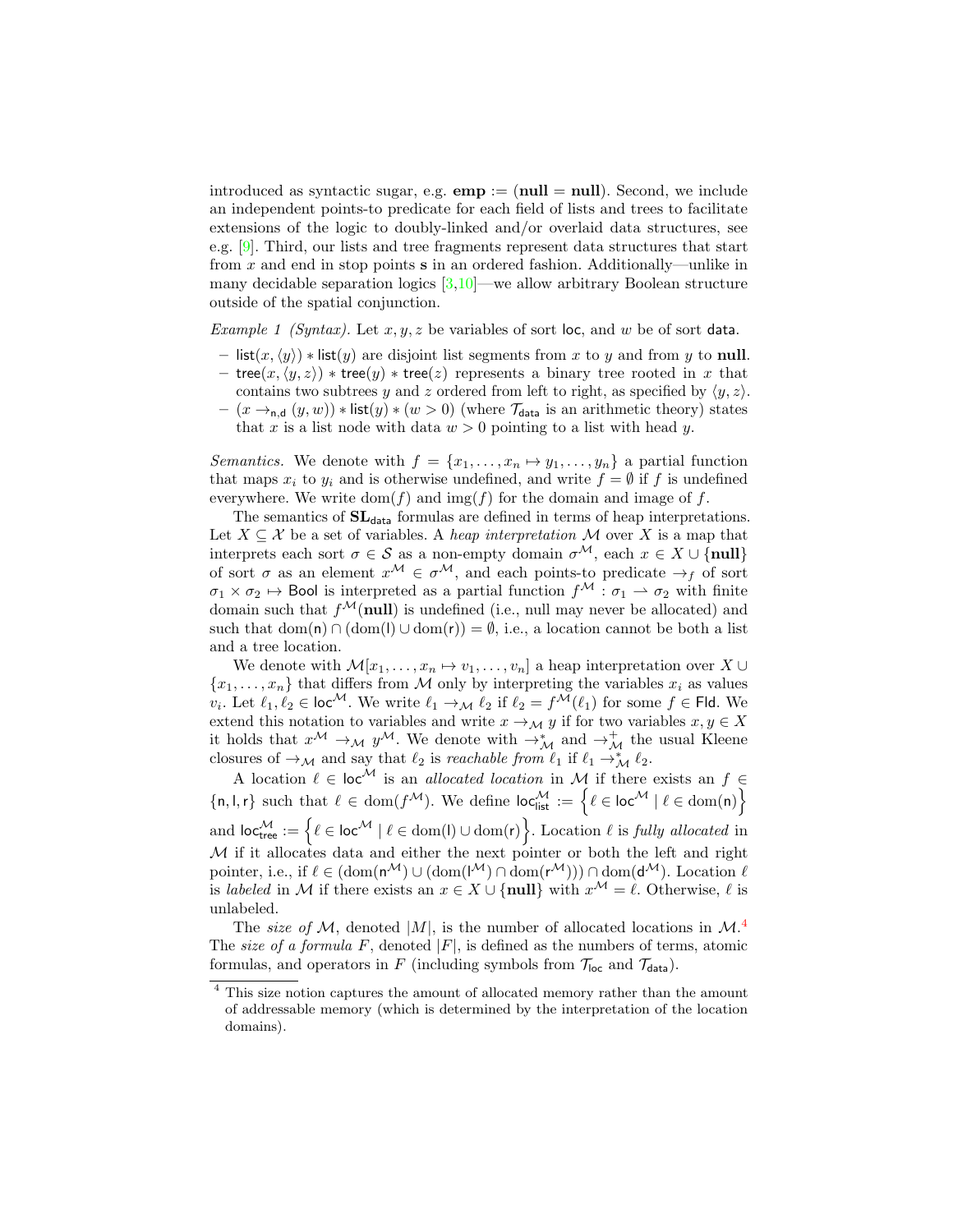introduced as syntactic sugar, e.g. $\mathbf{emp} := (\mathbf{null} = \mathbf{null})$. Second, we include an independent points-to predicate for each field of lists and trees to facilitate extensions of the logic to doubly-linked and/or overlaid data structures, see e.g. [9]. Third, our lists and tree fragments represent data structures that start from $x$ and end in stop points $\mathbf{s}$ in an ordered fashion. Additionally—unlike in many decidable separation logics [3,10]—we allow arbitrary Boolean structure outside of the spatial conjunction.

*Example 1 (Syntax).* Let $x, y, z$ be variables of sort $\mathsf{loc}$, and $w$ be of sort $\mathsf{data}$.

- $\mathsf{list}(x, \langle y \rangle) * \mathsf{list}(y)$ are disjoint list segments from $x$ to $y$ and from $y$ to $\mathbf{null}$.
- $\mathsf{tree}(x, \langle y, z \rangle) * \mathsf{tree}(y) * \mathsf{tree}(z)$ represents a binary tree rooted in $x$ that contains two subtrees $y$ and $z$ ordered from left to right, as specified by $\langle y, z \rangle$.
- $(x \rightarrow_{\mathsf{n},\mathsf{d}} (y, w)) * \mathsf{list}(y) * (w > 0)$ (where $\mathcal{T}_{\mathsf{data}}$ is an arithmetic theory) states that $x$ is a list node with data $w > 0$ pointing to a list with head $y$.

*Semantics.* We denote with $f = \{x_1, \ldots, x_n \mapsto y_1, \ldots, y_n\}$ a partial function that maps $x_i$ to $y_i$ and is otherwise undefined, and write $f = \emptyset$ if $f$ is undefined everywhere. We write $\mathrm{dom}(f)$ and $\mathrm{img}(f)$ for the domain and image of $f$.

The semantics of $\mathbf{SL}_{\mathsf{data}}$ formulas are defined in terms of heap interpretations. Let $X \subseteq \mathcal{X}$ be a set of variables. A *heap interpretation* $\mathcal{M}$ over $X$ is a map that interprets each sort $\sigma \in \mathcal{S}$ as a non-empty domain $\sigma^{\mathcal{M}}$, each $x \in X \cup \{\mathbf{null}\}$ of sort $\sigma$ as an element $x^{\mathcal{M}} \in \sigma^{\mathcal{M}}$, and each points-to predicate $\rightarrow_f$ of sort $\sigma_1 \times \sigma_2 \mapsto \mathsf{Bool}$ is interpreted as a partial function $f^{\mathcal{M}} : \sigma_1 \rightharpoonup \sigma_2$ with finite domain such that $f^{\mathcal{M}}(\mathbf{null})$ is undefined (i.e., null may never be allocated) and such that $\mathrm{dom}(\mathsf{n}) \cap (\mathrm{dom}(\mathsf{l}) \cup \mathrm{dom}(\mathsf{r})) = \emptyset$, i.e., a location cannot be both a list and a tree location.

We denote with $\mathcal{M}[x_1, \ldots, x_n \mapsto v_1, \ldots, v_n]$ a heap interpretation over $X \cup \{x_1, \ldots, x_n\}$ that differs from $\mathcal{M}$ only by interpreting the variables $x_i$ as values $v_i$. Let $\ell_1, \ell_2 \in \mathsf{loc}^{\mathcal{M}}$. We write $\ell_1 \rightarrow_{\mathcal{M}} \ell_2$ if $\ell_2 = f^{\mathcal{M}}(\ell_1)$ for some $f \in \mathsf{Fld}$. We extend this notation to variables and write $x \rightarrow_{\mathcal{M}} y$ if for two variables $x, y \in X$ it holds that $x^{\mathcal{M}} \rightarrow_{\mathcal{M}} y^{\mathcal{M}}$. We denote with $\rightarrow^*_{\mathcal{M}}$ and $\rightarrow^+_{\mathcal{M}}$ the usual Kleene closures of $\rightarrow_{\mathcal{M}}$ and say that $\ell_2$ is *reachable from* $\ell_1$ if $\ell_1 \rightarrow^*_{\mathcal{M}} \ell_2$.

A location $\ell \in \mathsf{loc}^{\mathcal{M}}$ is an *allocated location* in $\mathcal{M}$ if there exists an $f \in \{\mathsf{n}, \mathsf{l}, \mathsf{r}\}$ such that $\ell \in \mathrm{dom}(f^{\mathcal{M}})$. We define $\mathsf{loc}^{\mathcal{M}}_{\mathsf{list}} := \left\{\ell \in \mathsf{loc}^{\mathcal{M}} \mid \ell \in \mathrm{dom}(\mathsf{n})\right\}$ and $\mathsf{loc}^{\mathcal{M}}_{\mathsf{tree}} := \left\{\ell \in \mathsf{loc}^{\mathcal{M}} \mid \ell \in \mathrm{dom}(\mathsf{l}) \cup \mathrm{dom}(\mathsf{r})\right\}$. Location $\ell$ is *fully allocated* in $\mathcal{M}$ if it allocates data and either the next pointer or both the left and right pointer, i.e., if $\ell \in (\mathrm{dom}(\mathsf{n}^{\mathcal{M}}) \cup (\mathrm{dom}(\mathsf{l}^{\mathcal{M}}) \cap \mathrm{dom}(\mathsf{r}^{\mathcal{M}}))) \cap \mathrm{dom}(\mathsf{d}^{\mathcal{M}})$. Location $\ell$ is *labeled* in $\mathcal{M}$ if there exists an $x \in X \cup \{\mathbf{null}\}$ with $x^{\mathcal{M}} = \ell$. Otherwise, $\ell$ is unlabeled.

The *size of* $\mathcal{M}$, denoted $|M|$, is the number of allocated locations in $\mathcal{M}$.[4] The *size of a formula* $F$, denoted $|F|$, is defined as the numbers of terms, atomic formulas, and operators in $F$ (including symbols from $\mathcal{T}_{\mathsf{loc}}$ and $\mathcal{T}_{\mathsf{data}}$).

[4] This size notion captures the amount of allocated memory rather than the amount of addressable memory (which is determined by the interpretation of the location domains).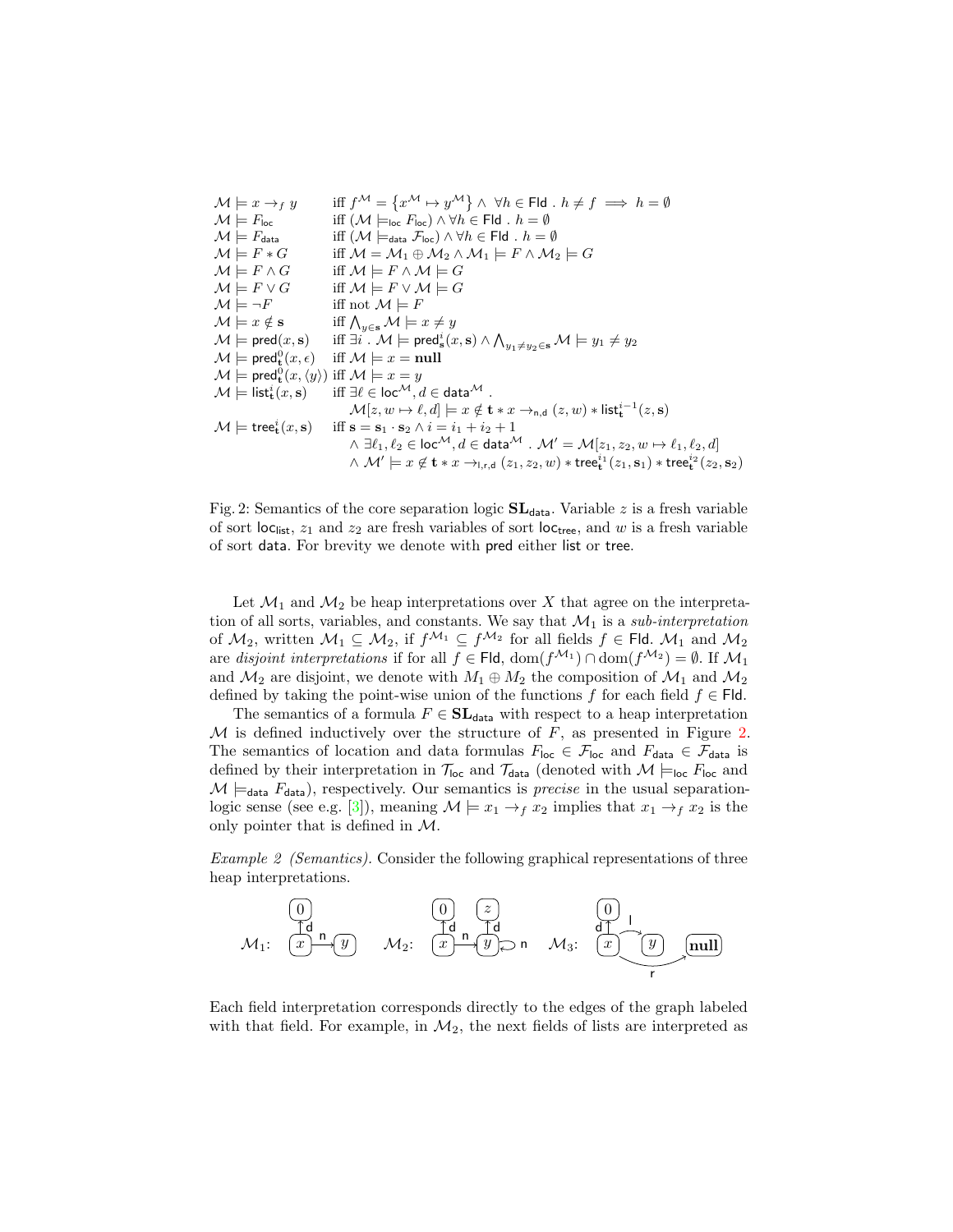$$
\begin{array}{lll}
\mathcal{M} \models x \rightarrow_f y & \text{iff } f^{\mathcal{M}} = \left\{ x^{\mathcal{M}} \mapsto y^{\mathcal{M}} \right\} \wedge \ \forall h \in \mathsf{Fld} \ . \ h \neq f \implies h = \emptyset \\
\mathcal{M} \models F_{\mathsf{loc}} & \text{iff } (\mathcal{M} \models_{\mathsf{loc}} F_{\mathsf{loc}}) \wedge \forall h \in \mathsf{Fld} \ . \ h = \emptyset \\
\mathcal{M} \models F_{\mathsf{data}} & \text{iff } (\mathcal{M} \models_{\mathsf{data}} \mathcal{F}_{\mathsf{loc}}) \wedge \forall h \in \mathsf{Fld} \ . \ h = \emptyset \\
\mathcal{M} \models F * G & \text{iff } \mathcal{M} = \mathcal{M}_1 \oplus \mathcal{M}_2 \wedge \mathcal{M}_1 \models F \wedge \mathcal{M}_2 \models G \\
\mathcal{M} \models F \wedge G & \text{iff } \mathcal{M} \models F \wedge \mathcal{M} \models G \\
\mathcal{M} \models F \vee G & \text{iff } \mathcal{M} \models F \vee \mathcal{M} \models G \\
\mathcal{M} \models \neg F & \text{iff not } \mathcal{M} \models F \\
\mathcal{M} \models x \notin \mathbf{s} & \text{iff } \bigwedge_{y \in \mathbf{s}} \mathcal{M} \models x \neq y \\
\mathcal{M} \models \mathsf{pred}(x, \mathbf{s}) & \text{iff } \exists i \ . \ \mathcal{M} \models \mathsf{pred}^i_{\mathbf{s}}(x, \mathbf{s}) \wedge \bigwedge_{y_1 \neq y_2 \in \mathbf{s}} \mathcal{M} \models y_1 \neq y_2 \\
\mathcal{M} \models \mathsf{pred}^0_{\mathbf{t}}(x, \epsilon) & \text{iff } \mathcal{M} \models x = \mathbf{null} \\
\mathcal{M} \models \mathsf{pred}^0_{\mathbf{t}}(x, \langle y \rangle) & \text{iff } \mathcal{M} \models x = y \\
\mathcal{M} \models \mathsf{list}^i_{\mathbf{t}}(x, \mathbf{s}) & \text{iff } \exists \ell \in \mathsf{loc}^{\mathcal{M}}, d \in \mathsf{data}^{\mathcal{M}} \ . \\
& \quad \mathcal{M}[z, w \mapsto \ell, d] \models x \notin \mathbf{t} * x \rightarrow_{\mathsf{n,d}} (z, w) * \mathsf{list}^{i-1}_{\mathbf{t}}(z, \mathbf{s}) \\
\mathcal{M} \models \mathsf{tree}^i_{\mathbf{t}}(x, \mathbf{s}) & \text{iff } \mathbf{s} = \mathbf{s}_1 \cdot \mathbf{s}_2 \wedge i = i_1 + i_2 + 1 \\
& \quad \wedge \exists \ell_1, \ell_2 \in \mathsf{loc}^{\mathcal{M}}, d \in \mathsf{data}^{\mathcal{M}} \ . \ \mathcal{M}' = \mathcal{M}[z_1, z_2, w \mapsto \ell_1, \ell_2, d] \\
& \quad \wedge \mathcal{M}' \models x \notin \mathbf{t} * x \rightarrow_{\mathsf{l,r,d}} (z_1, z_2, w) * \mathsf{tree}^{i_1}_{\mathbf{t}}(z_1, \mathbf{s}_1) * \mathsf{tree}^{i_2}_{\mathbf{t}}(z_2, \mathbf{s}_2)
\end{array}
$$

Fig. 2: Semantics of the core separation logic $\mathbf{SL}_{\mathsf{data}}$. Variable $z$ is a fresh variable of sort $\mathsf{loc}_{\mathsf{list}}$, $z_1$ and $z_2$ are fresh variables of sort $\mathsf{loc}_{\mathsf{tree}}$, and $w$ is a fresh variable of sort $\mathsf{data}$. For brevity we denote with $\mathsf{pred}$ either $\mathsf{list}$ or $\mathsf{tree}$.

Let $\mathcal{M}_1$ and $\mathcal{M}_2$ be heap interpretations over $X$ that agree on the interpretation of all sorts, variables, and constants. We say that $\mathcal{M}_1$ is a *sub-interpretation* of $\mathcal{M}_2$, written $\mathcal{M}_1 \subseteq \mathcal{M}_2$, if $f^{\mathcal{M}_1} \subseteq f^{\mathcal{M}_2}$ for all fields $f \in \mathsf{Fld}$. $\mathcal{M}_1$ and $\mathcal{M}_2$ are *disjoint interpretations* if for all $f \in \mathsf{Fld}$, $\mathrm{dom}(f^{\mathcal{M}_1}) \cap \mathrm{dom}(f^{\mathcal{M}_2}) = \emptyset$. If $\mathcal{M}_1$ and $\mathcal{M}_2$ are disjoint, we denote with $M_1 \oplus M_2$ the composition of $\mathcal{M}_1$ and $\mathcal{M}_2$ defined by taking the point-wise union of the functions $f$ for each field $f \in \mathsf{Fld}$.

The semantics of a formula $F \in \mathbf{SL}_{\mathsf{data}}$ with respect to a heap interpretation $\mathcal{M}$ is defined inductively over the structure of $F$, as presented in Figure 2. The semantics of location and data formulas $F_{\mathsf{loc}} \in \mathcal{F}_{\mathsf{loc}}$ and $F_{\mathsf{data}} \in \mathcal{F}_{\mathsf{data}}$ is defined by their interpretation in $\mathcal{T}_{\mathsf{loc}}$ and $\mathcal{T}_{\mathsf{data}}$ (denoted with $\mathcal{M} \models_{\mathsf{loc}} F_{\mathsf{loc}}$ and $\mathcal{M} \models_{\mathsf{data}} F_{\mathsf{data}}$), respectively. Our semantics is *precise* in the usual separation-logic sense (see e.g. [3]), meaning $\mathcal{M} \models x_1 \rightarrow_f x_2$ implies that $x_1 \rightarrow_f x_2$ is the only pointer that is defined in $\mathcal{M}$.

*Example 2 (Semantics).* Consider the following graphical representations of three heap interpretations.

Each field interpretation corresponds directly to the edges of the graph labeled with that field. For example, in $\mathcal{M}_2$, the next fields of lists are interpreted as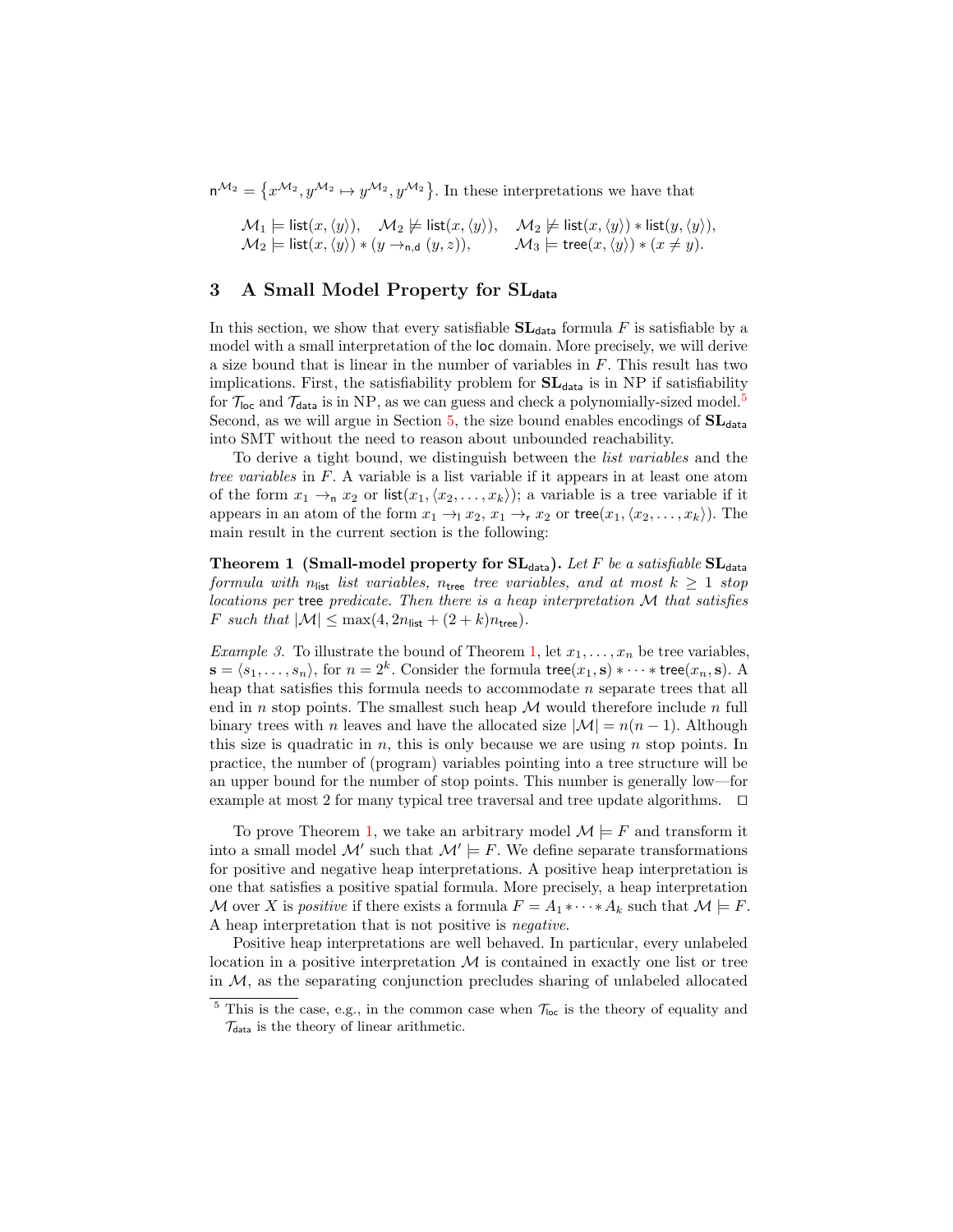$\mathsf{n}^{\mathcal{M}_2} = \{x^{\mathcal{M}_2}, y^{\mathcal{M}_2} \mapsto y^{\mathcal{M}_2}, y^{\mathcal{M}_2}\}$. In these interpretations we have that

$$\mathcal{M}_1 \models \mathsf{list}(x, \langle y \rangle), \quad \mathcal{M}_2 \not\models \mathsf{list}(x, \langle y \rangle), \quad \mathcal{M}_2 \not\models \mathsf{list}(x, \langle y \rangle) * \mathsf{list}(y, \langle y \rangle),$$
$$\mathcal{M}_2 \models \mathsf{list}(x, \langle y \rangle) * (y \to_{\mathsf{n},\mathsf{d}} (y, z)), \qquad \mathcal{M}_3 \models \mathsf{tree}(x, \langle y \rangle) * (x \neq y).$$

## 3 A Small Model Property for $\mathbf{SL}_{\mathsf{data}}$

In this section, we show that every satisfiable $\mathbf{SL}_{\mathsf{data}}$ formula $F$ is satisfiable by a model with a small interpretation of the $\mathsf{loc}$ domain. More precisely, we will derive a size bound that is linear in the number of variables in $F$. This result has two implications. First, the satisfiability problem for $\mathbf{SL}_{\mathsf{data}}$ is in NP if satisfiability for $\mathcal{T}_{\mathsf{loc}}$ and $\mathcal{T}_{\mathsf{data}}$ is in NP, as we can guess and check a polynomially-sized model.[5] Second, as we will argue in Section 5, the size bound enables encodings of $\mathbf{SL}_{\mathsf{data}}$ into SMT without the need to reason about unbounded reachability.

To derive a tight bound, we distinguish between the *list variables* and the *tree variables* in $F$. A variable is a list variable if it appears in at least one atom of the form $x_1 \to_{\mathsf{n}} x_2$ or $\mathsf{list}(x_1, \langle x_2, \ldots, x_k \rangle)$; a variable is a tree variable if it appears in an atom of the form $x_1 \to_{\mathsf{l}} x_2$, $x_1 \to_{\mathsf{r}} x_2$ or $\mathsf{tree}(x_1, \langle x_2, \ldots, x_k \rangle)$. The main result in the current section is the following:

**Theorem 1 (Small-model property for $\mathbf{SL}_{\mathsf{data}}$).** *Let $F$ be a satisfiable $\mathbf{SL}_{\mathsf{data}}$ formula with $n_{\mathsf{list}}$ list variables, $n_{\mathsf{tree}}$ tree variables, and at most $k \geq 1$ stop locations per* $\mathsf{tree}$ *predicate. Then there is a heap interpretation $\mathcal{M}$ that satisfies $F$ such that $|\mathcal{M}| \leq \max(4, 2n_{\mathsf{list}} + (2+k)n_{\mathsf{tree}})$.*

*Example 3.* To illustrate the bound of Theorem 1, let $x_1, \ldots, x_n$ be tree variables, $\mathbf{s} = \langle s_1, \ldots, s_n \rangle$, for $n = 2^k$. Consider the formula $\mathsf{tree}(x_1, \mathbf{s}) * \cdots * \mathsf{tree}(x_n, \mathbf{s})$. A heap that satisfies this formula needs to accommodate $n$ separate trees that all end in $n$ stop points. The smallest such heap $\mathcal{M}$ would therefore include $n$ full binary trees with $n$ leaves and have the allocated size $|\mathcal{M}| = n(n-1)$. Although this size is quadratic in $n$, this is only because we are using $n$ stop points. In practice, the number of (program) variables pointing into a tree structure will be an upper bound for the number of stop points. This number is generally low—for example at most 2 for many typical tree traversal and tree update algorithms. $\square$

To prove Theorem 1, we take an arbitrary model $\mathcal{M} \models F$ and transform it into a small model $\mathcal{M}'$ such that $\mathcal{M}' \models F$. We define separate transformations for positive and negative heap interpretations. A positive heap interpretation is one that satisfies a positive spatial formula. More precisely, a heap interpretation $\mathcal{M}$ over $X$ is *positive* if there exists a formula $F = A_1 * \cdots * A_k$ such that $\mathcal{M} \models F$. A heap interpretation that is not positive is *negative*.

Positive heap interpretations are well behaved. In particular, every unlabeled location in a positive interpretation $\mathcal{M}$ is contained in exactly one list or tree in $\mathcal{M}$, as the separating conjunction precludes sharing of unlabeled allocated

[5] This is the case, e.g., in the common case when $\mathcal{T}_{\mathsf{loc}}$ is the theory of equality and $\mathcal{T}_{\mathsf{data}}$ is the theory of linear arithmetic.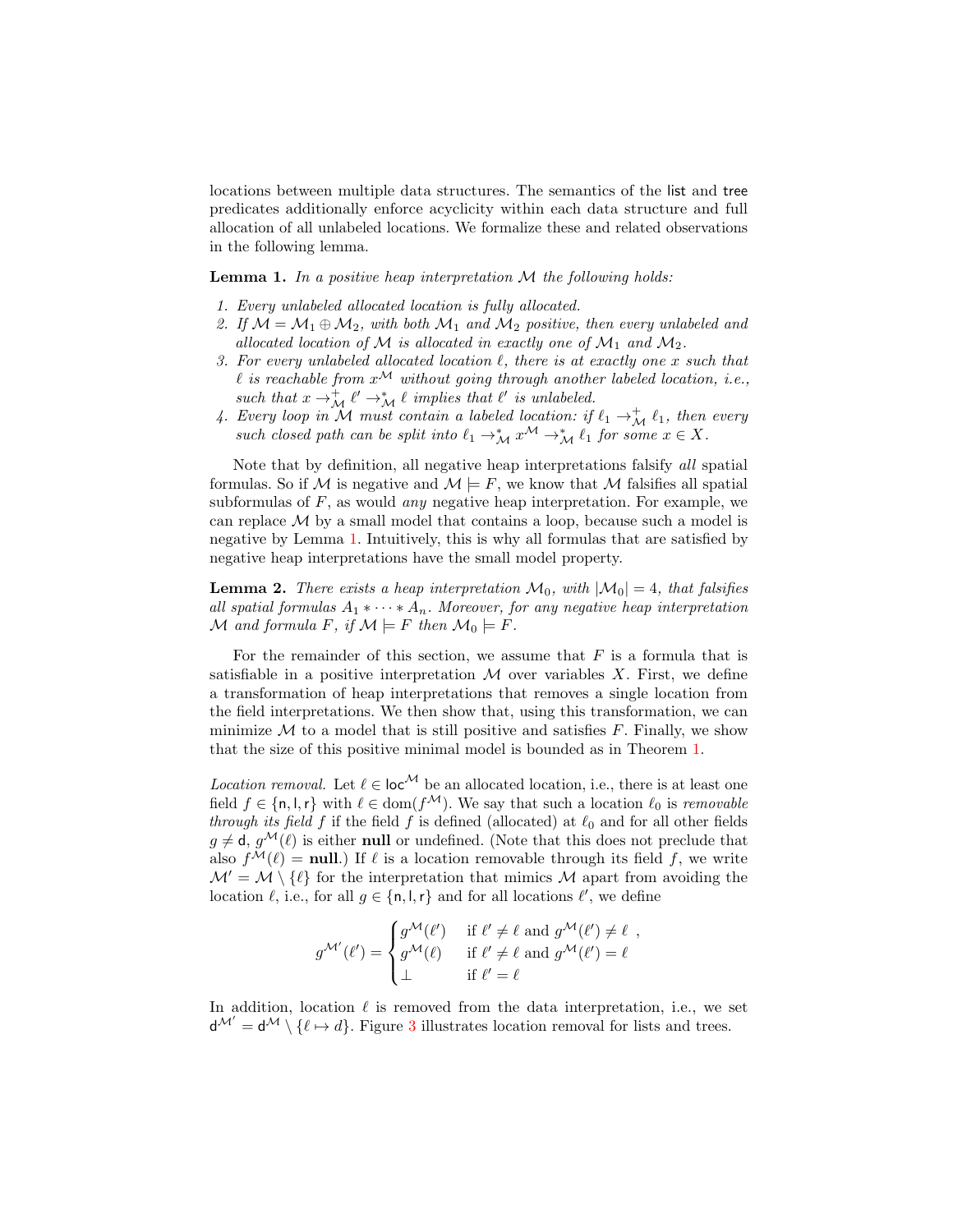locations between multiple data structures. The semantics of the list and tree predicates additionally enforce acyclicity within each data structure and full allocation of all unlabeled locations. We formalize these and related observations in the following lemma.

**Lemma 1.** *In a positive heap interpretation $\mathcal{M}$ the following holds:*

1. *Every unlabeled allocated location is fully allocated.*
2. *If $\mathcal{M} = \mathcal{M}_1 \oplus \mathcal{M}_2$, with both $\mathcal{M}_1$ and $\mathcal{M}_2$ positive, then every unlabeled and allocated location of $\mathcal{M}$ is allocated in exactly one of $\mathcal{M}_1$ and $\mathcal{M}_2$.*
3. *For every unlabeled allocated location $\ell$, there is at exactly one $x$ such that $\ell$ is reachable from $x^{\mathcal{M}}$ without going through another labeled location, i.e., such that $x \to^{+}_{\mathcal{M}} \ell' \to^{*}_{\mathcal{M}} \ell$ implies that $\ell'$ is unlabeled.*
4. *Every loop in $\mathcal{M}$ must contain a labeled location: if $\ell_1 \to^{+}_{\mathcal{M}} \ell_1$, then every such closed path can be split into $\ell_1 \to^{*}_{\mathcal{M}} x^{\mathcal{M}} \to^{*}_{\mathcal{M}} \ell_1$ for some $x \in X$.*

Note that by definition, all negative heap interpretations falsify *all* spatial formulas. So if $\mathcal{M}$ is negative and $\mathcal{M} \models F$, we know that $\mathcal{M}$ falsifies all spatial subformulas of $F$, as would *any* negative heap interpretation. For example, we can replace $\mathcal{M}$ by a small model that contains a loop, because such a model is negative by Lemma 1. Intuitively, this is why all formulas that are satisfied by negative heap interpretations have the small model property.

**Lemma 2.** *There exists a heap interpretation $\mathcal{M}_0$, with $|\mathcal{M}_0| = 4$, that falsifies all spatial formulas $A_1 * \cdots * A_n$. Moreover, for any negative heap interpretation $\mathcal{M}$ and formula $F$, if $\mathcal{M} \models F$ then $\mathcal{M}_0 \models F$.*

For the remainder of this section, we assume that $F$ is a formula that is satisfiable in a positive interpretation $\mathcal{M}$ over variables $X$. First, we define a transformation of heap interpretations that removes a single location from the field interpretations. We then show that, using this transformation, we can minimize $\mathcal{M}$ to a model that is still positive and satisfies $F$. Finally, we show that the size of this positive minimal model is bounded as in Theorem 1.

*Location removal.* Let $\ell \in \mathsf{loc}^{\mathcal{M}}$ be an allocated location, i.e., there is at least one field $f \in \{\mathsf{n}, \mathsf{l}, \mathsf{r}\}$ with $\ell \in \mathrm{dom}(f^{\mathcal{M}})$. We say that such a location $\ell_0$ is *removable through its field $f$* if the field $f$ is defined (allocated) at $\ell_0$ and for all other fields $g \neq \mathsf{d}$, $g^{\mathcal{M}}(\ell)$ is either **null** or undefined. (Note that this does not preclude that also $f^{\mathcal{M}}(\ell) = \textbf{null}$.) If $\ell$ is a location removable through its field $f$, we write $\mathcal{M}' = \mathcal{M} \setminus \{\ell\}$ for the interpretation that mimics $\mathcal{M}$ apart from avoiding the location $\ell$, i.e., for all $g \in \{\mathsf{n}, \mathsf{l}, \mathsf{r}\}$ and for all locations $\ell'$, we define

$$g^{\mathcal{M}'}(\ell') = \begin{cases} g^{\mathcal{M}}(\ell') & \text{if } \ell' \neq \ell \text{ and } g^{\mathcal{M}}(\ell') \neq \ell \ , \\ g^{\mathcal{M}}(\ell) & \text{if } \ell' \neq \ell \text{ and } g^{\mathcal{M}}(\ell') = \ell \\ \bot & \text{if } \ell' = \ell \end{cases}$$

In addition, location $\ell$ is removed from the data interpretation, i.e., we set $\mathsf{d}^{\mathcal{M}'} = \mathsf{d}^{\mathcal{M}} \setminus \{\ell \mapsto d\}$. Figure 3 illustrates location removal for lists and trees.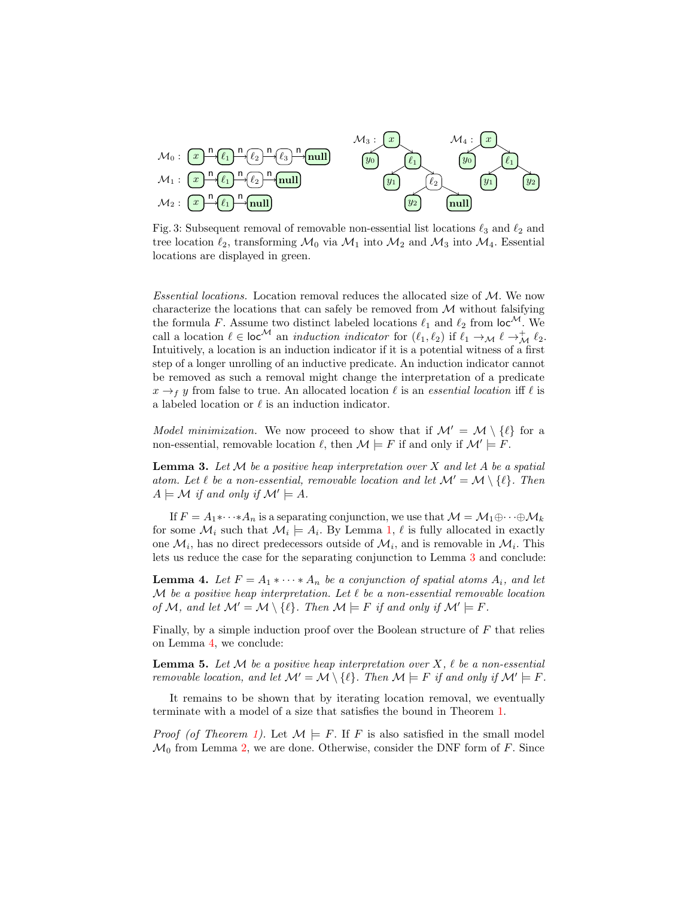Fig. 3: Subsequent removal of removable non-essential list locations $\ell_3$ and $\ell_2$ and tree location $\ell_2$, transforming $\mathcal{M}_0$ via $\mathcal{M}_1$ into $\mathcal{M}_2$ and $\mathcal{M}_3$ into $\mathcal{M}_4$. Essential locations are displayed in green.

*Essential locations.* Location removal reduces the allocated size of $\mathcal{M}$. We now characterize the locations that can safely be removed from $\mathcal{M}$ without falsifying the formula $F$. Assume two distinct labeled locations $\ell_1$ and $\ell_2$ from $\mathsf{loc}^{\mathcal{M}}$. We call a location $\ell \in \mathsf{loc}^{\mathcal{M}}$ an *induction indicator* for $(\ell_1, \ell_2)$ if $\ell_1 \to_{\mathcal{M}} \ell \to^{+}_{\mathcal{M}} \ell_2$. Intuitively, a location is an induction indicator if it is a potential witness of a first step of a longer unrolling of an inductive predicate. An induction indicator cannot be removed as such a removal might change the interpretation of a predicate $x \to_f y$ from false to true. An allocated location $\ell$ is an *essential location* iff $\ell$ is a labeled location or $\ell$ is an induction indicator.

*Model minimization.* We now proceed to show that if $\mathcal{M}' = \mathcal{M} \setminus \{\ell\}$ for a non-essential, removable location $\ell$, then $\mathcal{M} \models F$ if and only if $\mathcal{M}' \models F$.

**Lemma 3.** *Let $\mathcal{M}$ be a positive heap interpretation over $X$ and let $A$ be a spatial atom. Let $\ell$ be a non-essential, removable location and let $\mathcal{M}' = \mathcal{M} \setminus \{\ell\}$. Then $A \models \mathcal{M}$ if and only if $\mathcal{M}' \models A$.*

If $F = A_1 * \cdots * A_n$ is a separating conjunction, we use that $\mathcal{M} = \mathcal{M}_1 \oplus \cdots \oplus \mathcal{M}_k$ for some $\mathcal{M}_i$ such that $\mathcal{M}_i \models A_i$. By Lemma 1, $\ell$ is fully allocated in exactly one $\mathcal{M}_i$, has no direct predecessors outside of $\mathcal{M}_i$, and is removable in $\mathcal{M}_i$. This lets us reduce the case for the separating conjunction to Lemma 3 and conclude:

**Lemma 4.** *Let $F = A_1 * \cdots * A_n$ be a conjunction of spatial atoms $A_i$, and let $\mathcal{M}$ be a positive heap interpretation. Let $\ell$ be a non-essential removable location of $\mathcal{M}$, and let $\mathcal{M}' = \mathcal{M} \setminus \{\ell\}$. Then $\mathcal{M} \models F$ if and only if $\mathcal{M}' \models F$.*

Finally, by a simple induction proof over the Boolean structure of $F$ that relies on Lemma 4, we conclude:

**Lemma 5.** *Let $\mathcal{M}$ be a positive heap interpretation over $X$, $\ell$ be a non-essential removable location, and let $\mathcal{M}' = \mathcal{M} \setminus \{\ell\}$. Then $\mathcal{M} \models F$ if and only if $\mathcal{M}' \models F$.*

It remains to be shown that by iterating location removal, we eventually terminate with a model of a size that satisfies the bound in Theorem 1.

*Proof (of Theorem 1).* Let $\mathcal{M} \models F$. If $F$ is also satisfied in the small model $\mathcal{M}_0$ from Lemma 2, we are done. Otherwise, consider the DNF form of $F$. Since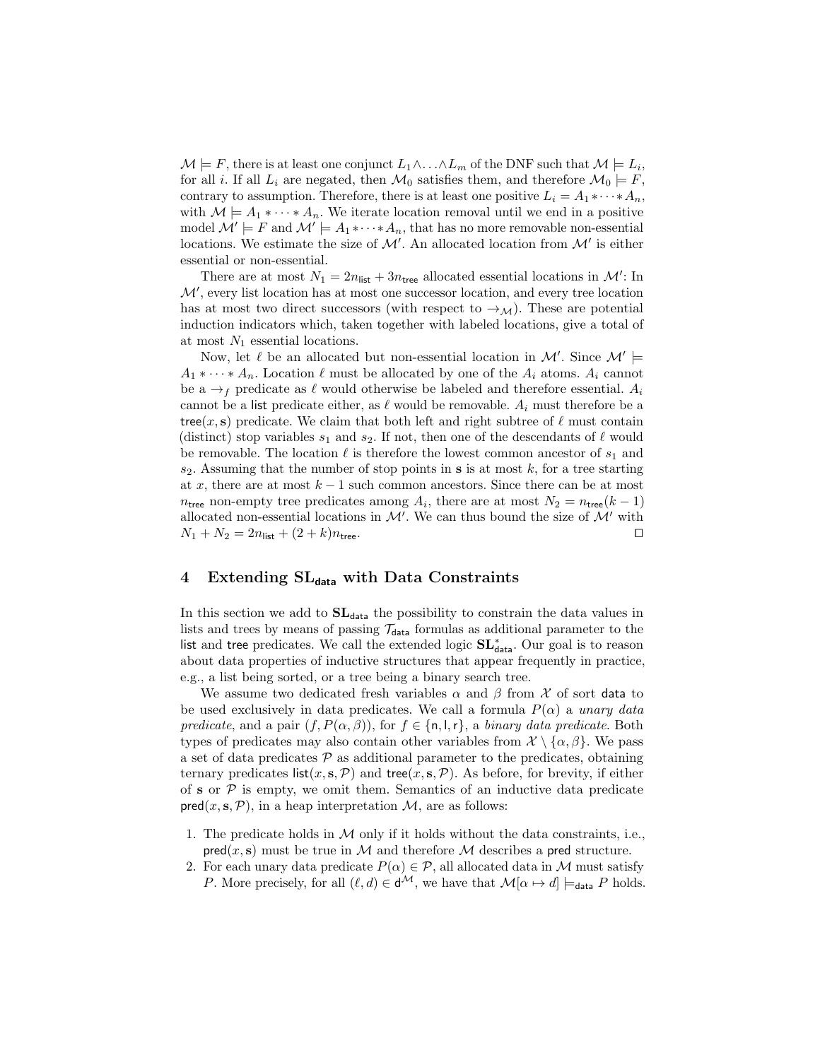$\mathcal{M} \models F$, there is at least one conjunct $L_1 \wedge \ldots \wedge L_m$ of the DNF such that $\mathcal{M} \models L_i$, for all $i$. If all $L_i$ are negated, then $\mathcal{M}_0$ satisfies them, and therefore $\mathcal{M}_0 \models F$, contrary to assumption. Therefore, there is at least one positive $L_i = A_1 * \cdots * A_n$, with $\mathcal{M} \models A_1 * \cdots * A_n$. We iterate location removal until we end in a positive model $\mathcal{M}' \models F$ and $\mathcal{M}' \models A_1 * \cdots * A_n$, that has no more removable non-essential locations. We estimate the size of $\mathcal{M}'$. An allocated location from $\mathcal{M}'$ is either essential or non-essential.

There are at most $N_1 = 2n_{\mathsf{list}} + 3n_{\mathsf{tree}}$ allocated essential locations in $\mathcal{M}'$: In $\mathcal{M}'$, every list location has at most one successor location, and every tree location has at most two direct successors (with respect to $\rightarrow_{\mathcal{M}}$). These are potential induction indicators which, taken together with labeled locations, give a total of at most $N_1$ essential locations.

Now, let $\ell$ be an allocated but non-essential location in $\mathcal{M}'$. Since $\mathcal{M}' \models A_1 * \cdots * A_n$. Location $\ell$ must be allocated by one of the $A_i$ atoms. $A_i$ cannot be a $\rightarrow_f$ predicate as $\ell$ would otherwise be labeled and therefore essential. $A_i$ cannot be a $\mathsf{list}$ predicate either, as $\ell$ would be removable. $A_i$ must therefore be a $\mathsf{tree}(x, \mathbf{s})$ predicate. We claim that both left and right subtree of $\ell$ must contain (distinct) stop variables $s_1$ and $s_2$. If not, then one of the descendants of $\ell$ would be removable. The location $\ell$ is therefore the lowest common ancestor of $s_1$ and $s_2$. Assuming that the number of stop points in $\mathbf{s}$ is at most $k$, for a tree starting at $x$, there are at most $k-1$ such common ancestors. Since there can be at most $n_{\mathsf{tree}}$ non-empty tree predicates among $A_i$, there are at most $N_2 = n_{\mathsf{tree}}(k-1)$ allocated non-essential locations in $\mathcal{M}'$. We can thus bound the size of $\mathcal{M}'$ with $N_1 + N_2 = 2n_{\mathsf{list}} + (2+k)n_{\mathsf{tree}}$. ◻

## 4 Extending $\mathbf{SL}_{\mathsf{data}}$ with Data Constraints

In this section we add to $\mathbf{SL}_{\mathsf{data}}$ the possibility to constrain the data values in lists and trees by means of passing $\mathcal{T}_{\mathsf{data}}$ formulas as additional parameter to the $\mathsf{list}$ and $\mathsf{tree}$ predicates. We call the extended logic $\mathbf{SL}^{*}_{\mathsf{data}}$. Our goal is to reason about data properties of inductive structures that appear frequently in practice, e.g., a list being sorted, or a tree being a binary search tree.

We assume two dedicated fresh variables $\alpha$ and $\beta$ from $\mathcal{X}$ of sort $\mathsf{data}$ to be used exclusively in data predicates. We call a formula $P(\alpha)$ a *unary data predicate*, and a pair $(f, P(\alpha, \beta))$, for $f \in \{\mathsf{n}, \mathsf{l}, \mathsf{r}\}$, a *binary data predicate*. Both types of predicates may also contain other variables from $\mathcal{X} \setminus \{\alpha, \beta\}$. We pass a set of data predicates $\mathcal{P}$ as additional parameter to the predicates, obtaining ternary predicates $\mathsf{list}(x, \mathbf{s}, \mathcal{P})$ and $\mathsf{tree}(x, \mathbf{s}, \mathcal{P})$. As before, for brevity, if either of $\mathbf{s}$ or $\mathcal{P}$ is empty, we omit them. Semantics of an inductive data predicate $\mathsf{pred}(x, \mathbf{s}, \mathcal{P})$, in a heap interpretation $\mathcal{M}$, are as follows:

1. The predicate holds in $\mathcal{M}$ only if it holds without the data constraints, i.e., $\mathsf{pred}(x, \mathbf{s})$ must be true in $\mathcal{M}$ and therefore $\mathcal{M}$ describes a $\mathsf{pred}$ structure.
2. For each unary data predicate $P(\alpha) \in \mathcal{P}$, all allocated data in $\mathcal{M}$ must satisfy $P$. More precisely, for all $(\ell, d) \in \mathsf{d}^{\mathcal{M}}$, we have that $\mathcal{M}[\alpha \mapsto d] \models_{\mathsf{data}} P$ holds.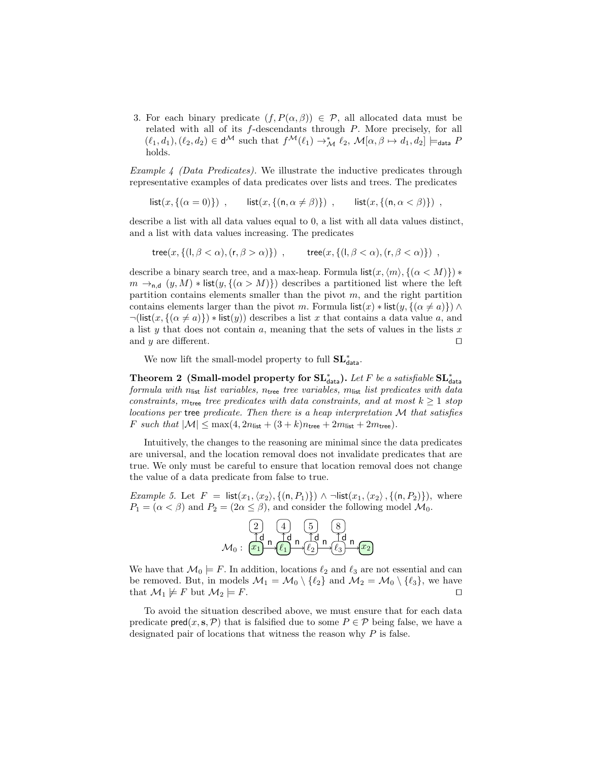3. For each binary predicate $(f, P(\alpha, \beta)) \in \mathcal{P}$, all allocated data must be related with all of its $f$-descendants through $P$. More precisely, for all $(\ell_1, d_1), (\ell_2, d_2) \in \mathsf{d}^{\mathcal{M}}$ such that $f^{\mathcal{M}}(\ell_1) \rightarrow^*_{\mathcal{M}} \ell_2$, $\mathcal{M}[\alpha, \beta \mapsto d_1, d_2] \models_{\mathsf{data}} P$ holds.

*Example 4 (Data Predicates).* We illustrate the inductive predicates through representative examples of data predicates over lists and trees. The predicates

$$\mathsf{list}(x, \{(\alpha = 0)\}) \ , \qquad \mathsf{list}(x, \{(\mathsf{n}, \alpha \neq \beta)\}) \ , \qquad \mathsf{list}(x, \{(\mathsf{n}, \alpha < \beta)\}) \ ,$$

describe a list with all data values equal to 0, a list with all data values distinct, and a list with data values increasing. The predicates

$$\mathsf{tree}(x, \{(\mathsf{l}, \beta < \alpha), (\mathsf{r}, \beta > \alpha)\}) \ , \qquad \mathsf{tree}(x, \{(\mathsf{l}, \beta < \alpha), (\mathsf{r}, \beta < \alpha)\}) \ ,$$

describe a binary search tree, and a max-heap. Formula $\mathsf{list}(x, \langle m \rangle, \{(\alpha < M)\}) * m \rightarrow_{\mathsf{n},\mathsf{d}} (y, M) * \mathsf{list}(y, \{(\alpha > M)\})$ describes a partitioned list where the left partition contains elements smaller than the pivot $m$, and the right partition contains elements larger than the pivot $m$. Formula $\mathsf{list}(x) * \mathsf{list}(y, \{(\alpha \neq a)\}) \wedge \neg(\mathsf{list}(x, \{(\alpha \neq a)\}) * \mathsf{list}(y))$ describes a list $x$ that contains a data value $a$, and a list $y$ that does not contain $a$, meaning that the sets of values in the lists $x$ and $y$ are different. $\square$

We now lift the small-model property to full $\mathbf{SL}^*_{\mathsf{data}}$.

**Theorem 2 (Small-model property for $\mathbf{SL}^*_{\mathsf{data}}$).** *Let $F$ be a satisfiable $\mathbf{SL}^*_{\mathsf{data}}$ formula with $n_{\mathsf{list}}$ list variables, $n_{\mathsf{tree}}$ tree variables, $m_{\mathsf{list}}$ list predicates with data constraints, $m_{\mathsf{tree}}$ tree predicates with data constraints, and at most $k \geq 1$ stop locations per* tree *predicate. Then there is a heap interpretation $\mathcal{M}$ that satisfies $F$ such that $|\mathcal{M}| \leq \max(4, 2n_{\mathsf{list}} + (3+k)n_{\mathsf{tree}} + 2m_{\mathsf{list}} + 2m_{\mathsf{tree}})$.*

Intuitively, the changes to the reasoning are minimal since the data predicates are universal, and the location removal does not invalidate predicates that are true. We only must be careful to ensure that location removal does not change the value of a data predicate from false to true.

*Example 5.* Let $F = \mathsf{list}(x_1, \langle x_2 \rangle, \{(\mathsf{n}, P_1)\}) \wedge \neg\mathsf{list}(x_1, \langle x_2 \rangle, \{(\mathsf{n}, P_2)\})$, where $P_1 = (\alpha < \beta)$ and $P_2 = (2\alpha \leq \beta)$, and consider the following model $\mathcal{M}_0$.

$$\mathcal{M}_0 : \ x_1 \xrightarrow{\mathsf{n}} \ell_1 \xrightarrow{\mathsf{n}} \ell_2 \xrightarrow{\mathsf{n}} \ell_3 \xrightarrow{\mathsf{n}} x_2 \qquad (\mathsf{d}: x_1 \mapsto 2,\ \ell_1 \mapsto 4,\ \ell_2 \mapsto 5,\ \ell_3 \mapsto 8)$$

We have that $\mathcal{M}_0 \models F$. In addition, locations $\ell_2$ and $\ell_3$ are not essential and can be removed. But, in models $\mathcal{M}_1 = \mathcal{M}_0 \setminus \{\ell_2\}$ and $\mathcal{M}_2 = \mathcal{M}_0 \setminus \{\ell_3\}$, we have that $\mathcal{M}_1 \not\models F$ but $\mathcal{M}_2 \models F$. $\square$

To avoid the situation described above, we must ensure that for each data predicate $\mathsf{pred}(x, \mathbf{s}, \mathcal{P})$ that is falsified due to some $P \in \mathcal{P}$ being false, we have a designated pair of locations that witness the reason why $P$ is false.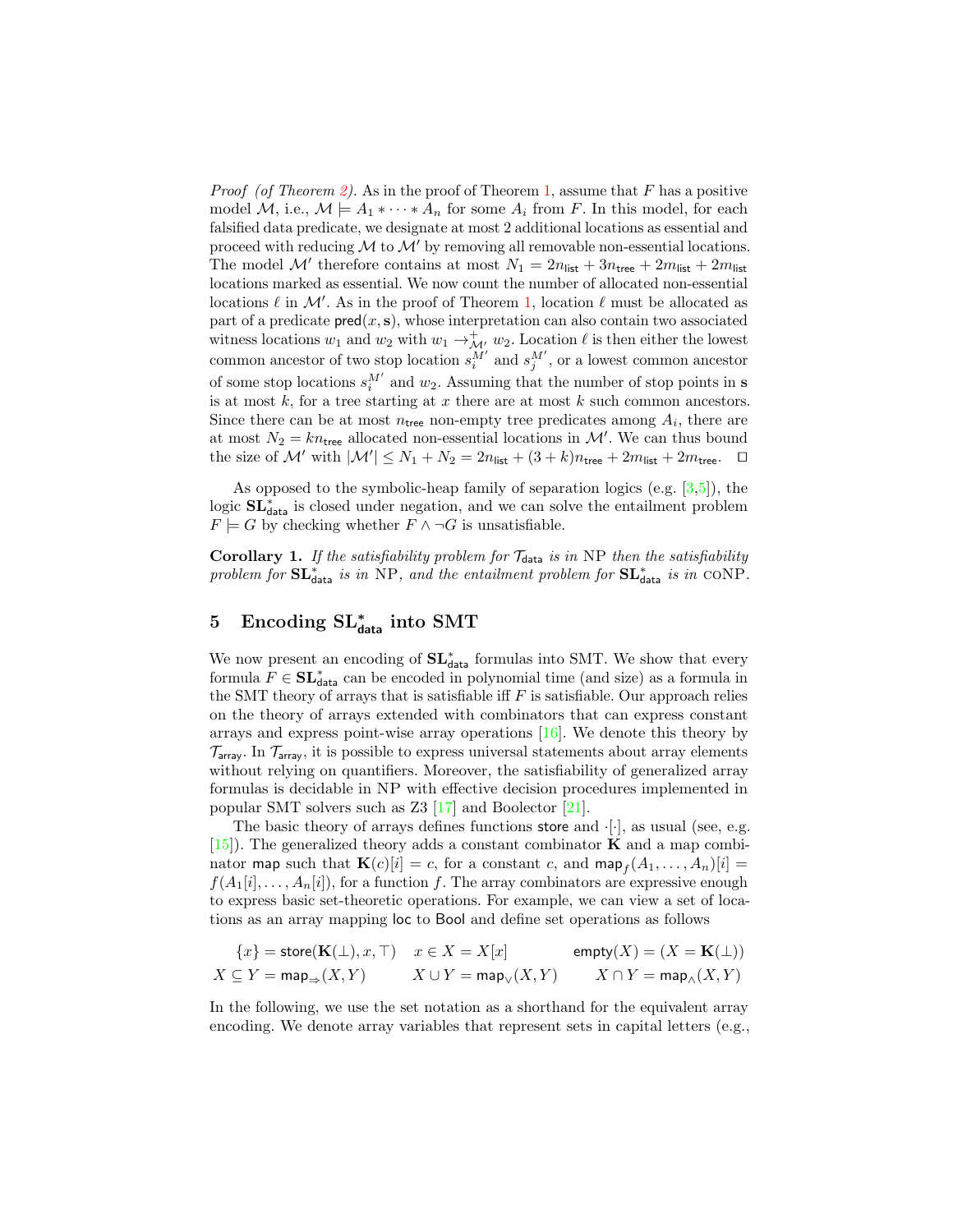*Proof (of Theorem 2).* As in the proof of Theorem 1, assume that $F$ has a positive model $\mathcal{M}$, i.e., $\mathcal{M} \models A_1 * \cdots * A_n$ for some $A_i$ from $F$. In this model, for each falsified data predicate, we designate at most 2 additional locations as essential and proceed with reducing $\mathcal{M}$ to $\mathcal{M}'$ by removing all removable non-essential locations. The model $\mathcal{M}'$ therefore contains at most $N_1 = 2n_{\mathsf{list}} + 3n_{\mathsf{tree}} + 2m_{\mathsf{list}} + 2m_{\mathsf{list}}$ locations marked as essential. We now count the number of allocated non-essential locations $\ell$ in $\mathcal{M}'$. As in the proof of Theorem 1, location $\ell$ must be allocated as part of a predicate $\mathsf{pred}(x, \mathbf{s})$, whose interpretation can also contain two associated witness locations $w_1$ and $w_2$ with $w_1 \to^{+}_{\mathcal{M}'} w_2$. Location $\ell$ is then either the lowest common ancestor of two stop location $s_i^{M'}$ and $s_j^{M'}$, or a lowest common ancestor of some stop locations $s_i^{M'}$ and $w_2$. Assuming that the number of stop points in $\mathbf{s}$ is at most $k$, for a tree starting at $x$ there are at most $k$ such common ancestors. Since there can be at most $n_{\mathsf{tree}}$ non-empty tree predicates among $A_i$, there are at most $N_2 = kn_{\mathsf{tree}}$ allocated non-essential locations in $\mathcal{M}'$. We can thus bound the size of $\mathcal{M}'$ with $|\mathcal{M}'| \leq N_1 + N_2 = 2n_{\mathsf{list}} + (3 + k)n_{\mathsf{tree}} + 2m_{\mathsf{list}} + 2m_{\mathsf{tree}}$. $\square$

As opposed to the symbolic-heap family of separation logics (e.g. [3,5]), the logic $\mathbf{SL}^*_{\mathsf{data}}$ is closed under negation, and we can solve the entailment problem $F \models G$ by checking whether $F \wedge \neg G$ is unsatisfiable.

**Corollary 1.** *If the satisfiability problem for $\mathcal{T}_{\mathsf{data}}$ is in NP then the satisfiability problem for $\mathbf{SL}^*_{\mathsf{data}}$ is in NP, and the entailment problem for $\mathbf{SL}^*_{\mathsf{data}}$ is in coNP.*

## 5 Encoding $\mathbf{SL}^*_{\mathsf{data}}$ into SMT

We now present an encoding of $\mathbf{SL}^*_{\mathsf{data}}$ formulas into SMT. We show that every formula $F \in \mathbf{SL}^*_{\mathsf{data}}$ can be encoded in polynomial time (and size) as a formula in the SMT theory of arrays that is satisfiable iff $F$ is satisfiable. Our approach relies on the theory of arrays extended with combinators that can express constant arrays and express point-wise array operations [16]. We denote this theory by $\mathcal{T}_{\mathsf{array}}$. In $\mathcal{T}_{\mathsf{array}}$, it is possible to express universal statements about array elements without relying on quantifiers. Moreover, the satisfiability of generalized array formulas is decidable in NP with effective decision procedures implemented in popular SMT solvers such as Z3 [17] and Boolector [21].

The basic theory of arrays defines functions $\mathsf{store}$ and $\cdot[\cdot]$, as usual (see, e.g. [15]). The generalized theory adds a constant combinator $\mathbf{K}$ and a map combinator $\mathsf{map}$ such that $\mathbf{K}(c)[i] = c$, for a constant $c$, and $\mathsf{map}_f(A_1, \ldots, A_n)[i] = f(A_1[i], \ldots, A_n[i])$, for a function $f$. The array combinators are expressive enough to express basic set-theoretic operations. For example, we can view a set of locations as an array mapping $\mathsf{loc}$ to $\mathsf{Bool}$ and define set operations as follows

$$\{x\} = \mathsf{store}(\mathbf{K}(\bot), x, \top) \quad x \in X = X[x] \qquad \mathsf{empty}(X) = (X = \mathbf{K}(\bot))$$
$$X \subseteq Y = \mathsf{map}_{\Rightarrow}(X, Y) \qquad X \cup Y = \mathsf{map}_{\vee}(X, Y) \qquad X \cap Y = \mathsf{map}_{\wedge}(X, Y)$$

In the following, we use the set notation as a shorthand for the equivalent array encoding. We denote array variables that represent sets in capital letters (e.g.,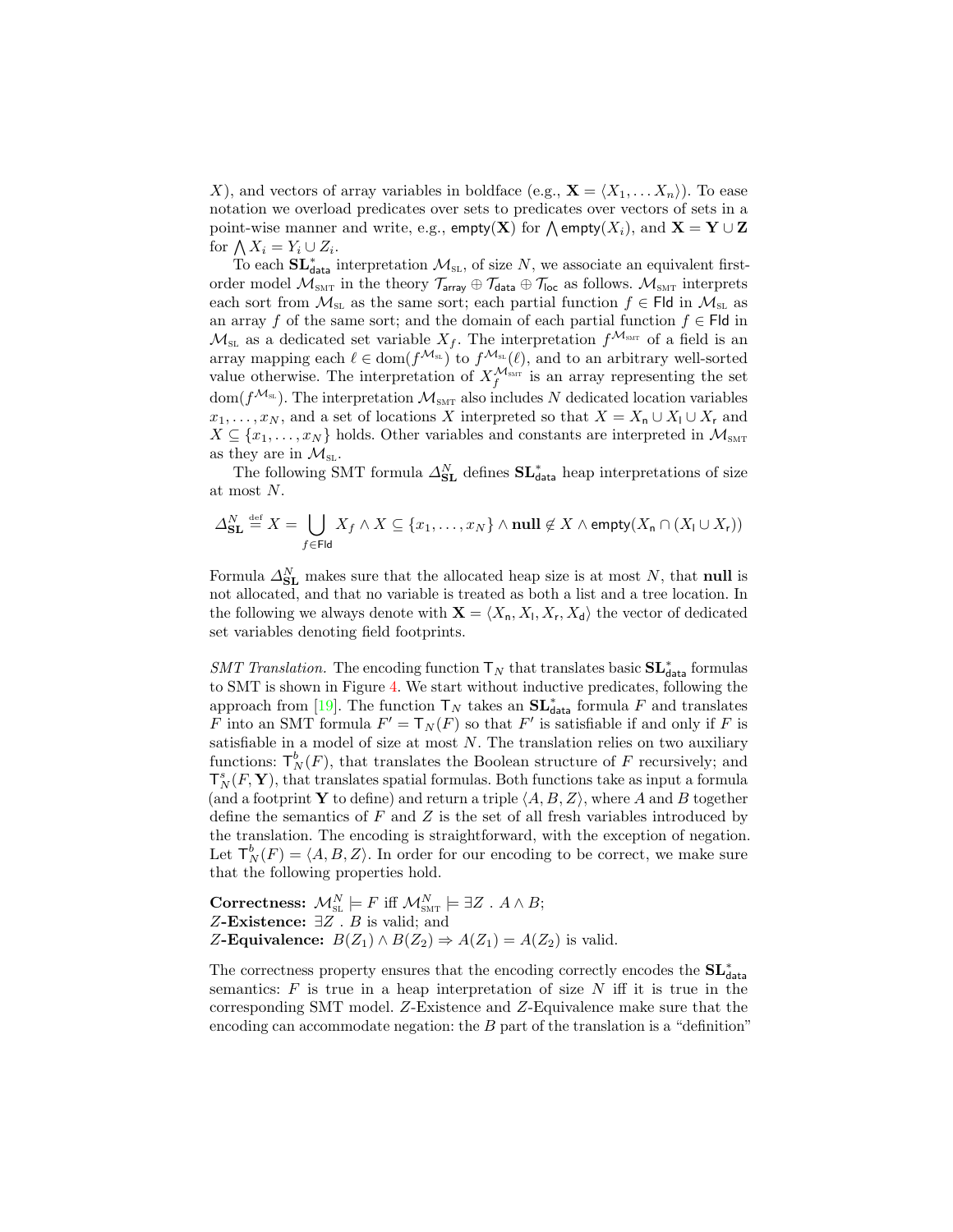$X$), and vectors of array variables in boldface (e.g., $\mathbf{X} = \langle X_1, \dots X_n \rangle$). To ease notation we overload predicates over sets to predicates over vectors of sets in a point-wise manner and write, e.g., $\mathsf{empty}(\mathbf{X})$ for $\bigwedge \mathsf{empty}(X_i)$, and $\mathbf{X} = \mathbf{Y} \cup \mathbf{Z}$ for $\bigwedge X_i = Y_i \cup Z_i$.

To each $\mathbf{SL}^*_{\mathsf{data}}$ interpretation $\mathcal{M}_{\text{SL}}$, of size $N$, we associate an equivalent first-order model $\mathcal{M}_{\text{SMT}}$ in the theory $\mathcal{T}_{\mathsf{array}} \oplus \mathcal{T}_{\mathsf{data}} \oplus \mathcal{T}_{\mathsf{loc}}$ as follows. $\mathcal{M}_{\text{SMT}}$ interprets each sort from $\mathcal{M}_{\text{SL}}$ as the same sort; each partial function $f \in \mathsf{Fld}$ in $\mathcal{M}_{\text{SL}}$ as an array $f$ of the same sort; and the domain of each partial function $f \in \mathsf{Fld}$ in $\mathcal{M}_{\text{SL}}$ as a dedicated set variable $X_f$. The interpretation $f^{\mathcal{M}_{\text{SMT}}}$ of a field is an array mapping each $\ell \in \text{dom}(f^{\mathcal{M}_{\text{SL}}})$ to $f^{\mathcal{M}_{\text{SL}}}(\ell)$, and to an arbitrary well-sorted value otherwise. The interpretation of $X_f^{\mathcal{M}_{\text{SMT}}}$ is an array representing the set $\text{dom}(f^{\mathcal{M}_{\text{SL}}})$. The interpretation $\mathcal{M}_{\text{SMT}}$ also includes $N$ dedicated location variables $x_1, \dots, x_N$, and a set of locations $X$ interpreted so that $X = X_{\mathsf{n}} \cup X_{\mathsf{l}} \cup X_{\mathsf{r}}$ and $X \subseteq \{x_1, \dots, x_N\}$ holds. Other variables and constants are interpreted in $\mathcal{M}_{\text{SMT}}$ as they are in $\mathcal{M}_{\text{SL}}$.

The following SMT formula $\Delta^N_{\mathbf{SL}}$ defines $\mathbf{SL}^*_{\mathsf{data}}$ heap interpretations of size at most $N$.

$$\Delta^N_{\mathbf{SL}} \stackrel{\text{def}}{=} X = \bigcup_{f \in \mathsf{Fld}} X_f \wedge X \subseteq \{x_1, \dots, x_N\} \wedge \mathbf{null} \notin X \wedge \mathsf{empty}(X_{\mathsf{n}} \cap (X_{\mathsf{l}} \cup X_{\mathsf{r}}))$$

Formula $\Delta^N_{\mathbf{SL}}$ makes sure that the allocated heap size is at most $N$, that **null** is not allocated, and that no variable is treated as both a list and a tree location. In the following we always denote with $\mathbf{X} = \langle X_{\mathsf{n}}, X_{\mathsf{l}}, X_{\mathsf{r}}, X_{\mathsf{d}} \rangle$ the vector of dedicated set variables denoting field footprints.

*SMT Translation.* The encoding function $\mathsf{T}_N$ that translates basic $\mathbf{SL}^*_{\mathsf{data}}$ formulas to SMT is shown in Figure 4. We start without inductive predicates, following the approach from [19]. The function $\mathsf{T}_N$ takes an $\mathbf{SL}^*_{\mathsf{data}}$ formula $F$ and translates $F$ into an SMT formula $F' = \mathsf{T}_N(F)$ so that $F'$ is satisfiable if and only if $F$ is satisfiable in a model of size at most $N$. The translation relies on two auxiliary functions: $\mathsf{T}^b_N(F)$, that translates the Boolean structure of $F$ recursively; and $\mathsf{T}^s_N(F, \mathbf{Y})$, that translates spatial formulas. Both functions take as input a formula (and a footprint $\mathbf{Y}$ to define) and return a triple $\langle A, B, Z \rangle$, where $A$ and $B$ together define the semantics of $F$ and $Z$ is the set of all fresh variables introduced by the translation. The encoding is straightforward, with the exception of negation. Let $\mathsf{T}^b_N(F) = \langle A, B, Z \rangle$. In order for our encoding to be correct, we make sure that the following properties hold.

**Correctness:** $\mathcal{M}^N_{\text{SL}} \models F$ iff $\mathcal{M}^N_{\text{SMT}} \models \exists Z \,.\, A \wedge B$;
$Z$**-Existence:** $\exists Z \,.\, B$ is valid; and
$Z$**-Equivalence:** $B(Z_1) \wedge B(Z_2) \Rightarrow A(Z_1) = A(Z_2)$ is valid.

The correctness property ensures that the encoding correctly encodes the $\mathbf{SL}^*_{\mathsf{data}}$ semantics: $F$ is true in a heap interpretation of size $N$ iff it is true in the corresponding SMT model. $Z$-Existence and $Z$-Equivalence make sure that the encoding can accommodate negation: the $B$ part of the translation is a "definition"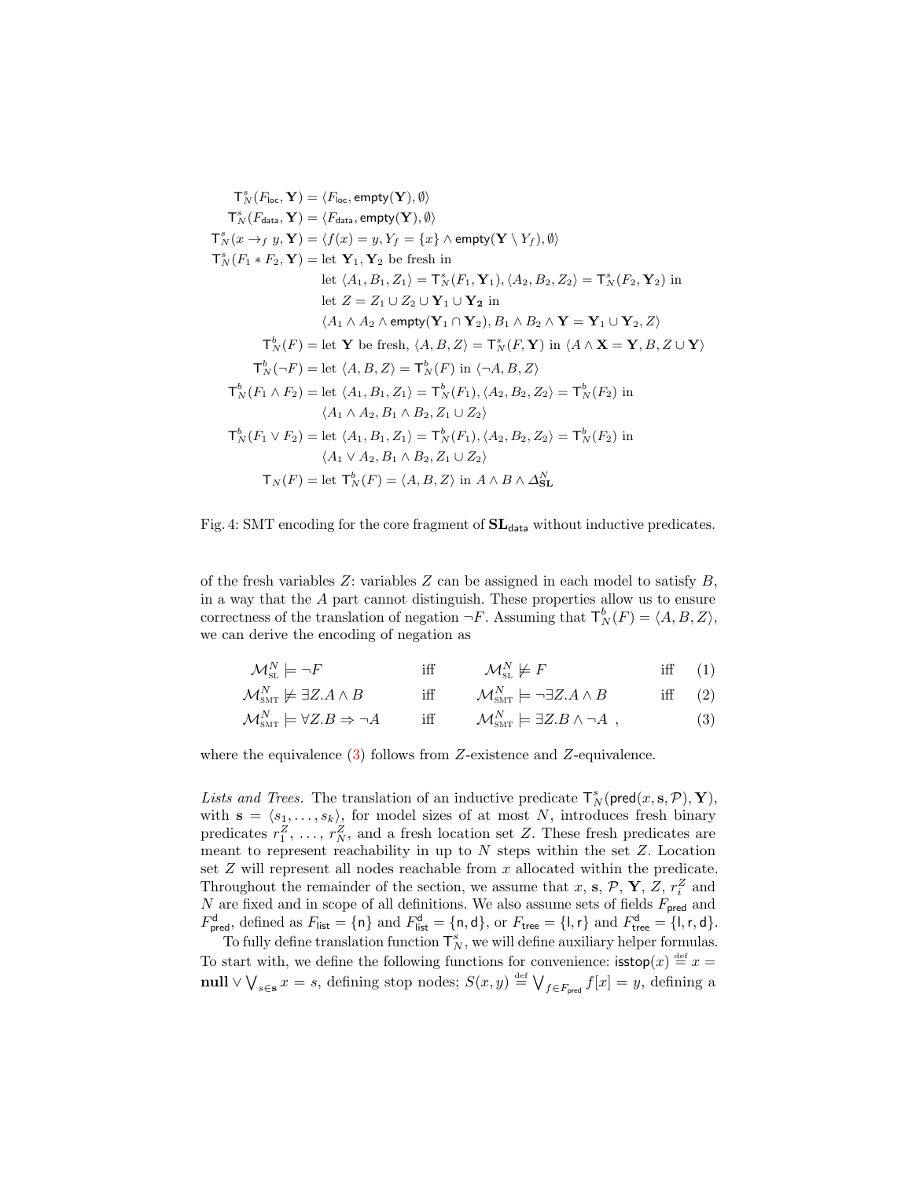$$
\begin{aligned}
\mathsf{T}^s_N(F_{\mathsf{loc}}, \mathbf{Y}) &= \langle F_{\mathsf{loc}}, \mathsf{empty}(\mathbf{Y}), \emptyset\rangle \\
\mathsf{T}^s_N(F_{\mathsf{data}}, \mathbf{Y}) &= \langle F_{\mathsf{data}}, \mathsf{empty}(\mathbf{Y}), \emptyset\rangle \\
\mathsf{T}^s_N(x \rightarrow_f y, \mathbf{Y}) &= \langle f(x) = y, Y_f = \{x\} \wedge \mathsf{empty}(\mathbf{Y} \setminus Y_f), \emptyset\rangle \\
\mathsf{T}^s_N(F_1 * F_2, \mathbf{Y}) &= \text{let } \mathbf{Y}_1, \mathbf{Y}_2 \text{ be fresh in} \\
&\quad\ \text{let } \langle A_1, B_1, Z_1\rangle = \mathsf{T}^s_N(F_1, \mathbf{Y}_1), \langle A_2, B_2, Z_2\rangle = \mathsf{T}^s_N(F_2, \mathbf{Y}_2) \text{ in} \\
&\quad\ \text{let } Z = Z_1 \cup Z_2 \cup \mathbf{Y}_1 \cup \mathbf{Y_2} \text{ in} \\
&\quad\ \langle A_1 \wedge A_2 \wedge \mathsf{empty}(\mathbf{Y}_1 \cap \mathbf{Y}_2), B_1 \wedge B_2 \wedge \mathbf{Y} = \mathbf{Y}_1 \cup \mathbf{Y}_2, Z\rangle \\
\mathsf{T}^b_N(F) &= \text{let } \mathbf{Y} \text{ be fresh, } \langle A, B, Z\rangle = \mathsf{T}^s_N(F, \mathbf{Y}) \text{ in } \langle A \wedge \mathbf{X} = \mathbf{Y}, B, Z \cup \mathbf{Y}\rangle \\
\mathsf{T}^b_N(\neg F) &= \text{let } \langle A, B, Z\rangle = \mathsf{T}^b_N(F) \text{ in } \langle \neg A, B, Z\rangle \\
\mathsf{T}^b_N(F_1 \wedge F_2) &= \text{let } \langle A_1, B_1, Z_1\rangle = \mathsf{T}^b_N(F_1), \langle A_2, B_2, Z_2\rangle = \mathsf{T}^b_N(F_2) \text{ in} \\
&\quad\ \langle A_1 \wedge A_2, B_1 \wedge B_2, Z_1 \cup Z_2\rangle \\
\mathsf{T}^b_N(F_1 \vee F_2) &= \text{let } \langle A_1, B_1, Z_1\rangle = \mathsf{T}^b_N(F_1), \langle A_2, B_2, Z_2\rangle = \mathsf{T}^b_N(F_2) \text{ in} \\
&\quad\ \langle A_1 \vee A_2, B_1 \wedge B_2, Z_1 \cup Z_2\rangle \\
\mathsf{T}_N(F) &= \text{let } \mathsf{T}^b_N(F) = \langle A, B, Z\rangle \text{ in } A \wedge B \wedge \Delta^N_{\mathbf{SL}}
\end{aligned}
$$

Fig. 4: SMT encoding for the core fragment of $\mathbf{SL}_{\mathsf{data}}$ without inductive predicates.

of the fresh variables $Z$: variables $Z$ can be assigned in each model to satisfy $B$, in a way that the $A$ part cannot distinguish. These properties allow us to ensure correctness of the translation of negation $\neg F$. Assuming that $\mathsf{T}^b_N(F) = \langle A, B, Z\rangle$, we can derive the encoding of negation as

$$
\begin{aligned}
\mathcal{M}^N_{\text{SL}} &\models \neg F & &\text{iff} & \mathcal{M}^N_{\text{SL}} &\not\models F & &\text{iff} \quad (1) \\
\mathcal{M}^N_{\text{SMT}} &\not\models \exists Z. A \wedge B & &\text{iff} & \mathcal{M}^N_{\text{SMT}} &\models \neg\exists Z. A \wedge B & &\text{iff} \quad (2) \\
\mathcal{M}^N_{\text{SMT}} &\models \forall Z. B \Rightarrow \neg A & &\text{iff} & \mathcal{M}^N_{\text{SMT}} &\models \exists Z. B \wedge \neg A \ , & & \quad\quad\ (3)
\end{aligned}
$$

where the equivalence (3) follows from $Z$-existence and $Z$-equivalence.

*Lists and Trees.* The translation of an inductive predicate $\mathsf{T}^s_N(\mathsf{pred}(x, \mathbf{s}, \mathcal{P}), \mathbf{Y})$, with $\mathbf{s} = \langle s_1, \ldots, s_k\rangle$, for model sizes of at most $N$, introduces fresh binary predicates $r^Z_1, \ldots, r^Z_N$, and a fresh location set $Z$. These fresh predicates are meant to represent reachability in up to $N$ steps within the set $Z$. Location set $Z$ will represent all nodes reachable from $x$ allocated within the predicate. Throughout the remainder of the section, we assume that $x$, $\mathbf{s}$, $\mathcal{P}$, $\mathbf{Y}$, $Z$, $r^Z_i$ and $N$ are fixed and in scope of all definitions. We also assume sets of fields $F_{\mathsf{pred}}$ and $F^{\mathsf{d}}_{\mathsf{pred}}$, defined as $F_{\mathsf{list}} = \{\mathsf{n}\}$ and $F^{\mathsf{d}}_{\mathsf{list}} = \{\mathsf{n}, \mathsf{d}\}$, or $F_{\mathsf{tree}} = \{\mathsf{l}, \mathsf{r}\}$ and $F^{\mathsf{d}}_{\mathsf{tree}} = \{\mathsf{l}, \mathsf{r}, \mathsf{d}\}$.

To fully define translation function $\mathsf{T}^s_N$, we will define auxiliary helper formulas. To start with, we define the following functions for convenience: $\mathsf{isstop}(x) \overset{\text{def}}{=} x = \mathbf{null} \vee \bigvee_{s \in \mathbf{s}} x = s$, defining stop nodes; $S(x, y) \overset{\text{def}}{=} \bigvee_{f \in F_{\mathsf{pred}}} f[x] = y$, defining a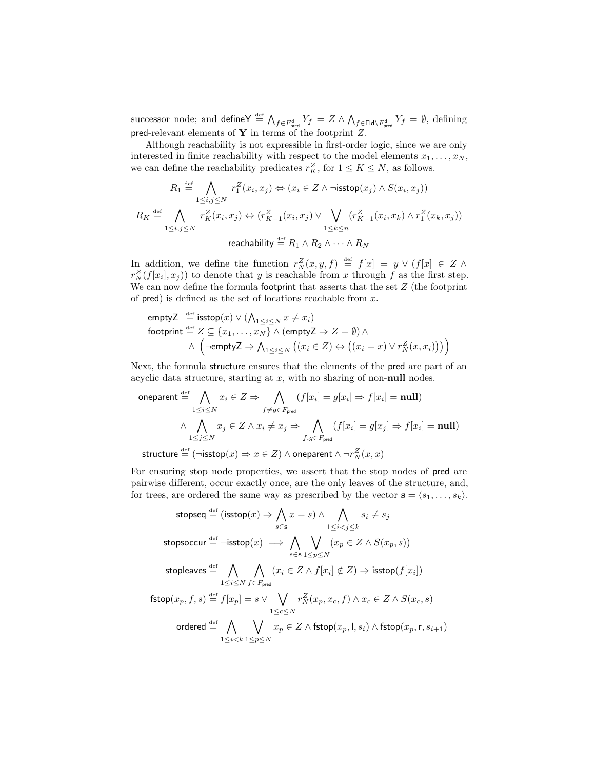successor node; and $\mathsf{defineY} \stackrel{\text{def}}{=} \bigwedge_{f \in F^{\mathsf{d}}_{\mathsf{pred}}} Y_f = Z \wedge \bigwedge_{f \in \mathsf{Fld} \setminus F^{\mathsf{d}}_{\mathsf{pred}}} Y_f = \emptyset$, defining $\mathsf{pred}$-relevant elements of $\mathbf{Y}$ in terms of the footprint $Z$.

Although reachability is not expressible in first-order logic, since we are only interested in finite reachability with respect to the model elements $x_1, \ldots, x_N$, we can define the reachability predicates $r^Z_K$, for $1 \leq K \leq N$, as follows.

$$R_1 \stackrel{\text{def}}{=} \bigwedge_{1 \leq i,j \leq N} r^Z_1(x_i, x_j) \Leftrightarrow (x_i \in Z \wedge \neg\mathsf{isstop}(x_j) \wedge S(x_i, x_j))$$

$$R_K \stackrel{\text{def}}{=} \bigwedge_{1 \leq i,j \leq N} r^Z_K(x_i, x_j) \Leftrightarrow (r^Z_{K-1}(x_i, x_j) \vee \bigvee_{1 \leq k \leq n} (r^Z_{K-1}(x_i, x_k) \wedge r^Z_1(x_k, x_j))$$

$$\mathsf{reachability} \stackrel{\text{def}}{=} R_1 \wedge R_2 \wedge \cdots \wedge R_N$$

In addition, we define the function $r^Z_N(x, y, f) \stackrel{\text{def}}{=} f[x] = y \vee (f[x] \in Z \wedge r^Z_N(f[x_i], x_j))$ to denote that $y$ is reachable from $x$ through $f$ as the first step. We can now define the formula $\mathsf{footprint}$ that asserts that the set $Z$ (the footprint of $\mathsf{pred}$) is defined as the set of locations reachable from $x$.

$$\begin{aligned}
&\mathsf{emptyZ} \stackrel{\text{def}}{=} \mathsf{isstop}(x) \vee (\textstyle\bigwedge_{1 \leq i \leq N} x \neq x_i) \\
&\mathsf{footprint} \stackrel{\text{def}}{=} Z \subseteq \{x_1, \ldots, x_N\} \wedge (\mathsf{emptyZ} \Rightarrow Z = \emptyset) \wedge \\
&\qquad \wedge \left(\neg\mathsf{emptyZ} \Rightarrow \textstyle\bigwedge_{1 \leq i \leq N} \left((x_i \in Z) \Leftrightarrow \left((x_i = x) \vee r^Z_N(x, x_i)\right)\right)\right)
\end{aligned}$$

Next, the formula $\mathsf{structure}$ ensures that the elements of the $\mathsf{pred}$ are part of an acyclic data structure, starting at $x$, with no sharing of non-**null** nodes.

$$\begin{aligned}
\mathsf{oneparent} \stackrel{\text{def}}{=} &\bigwedge_{1 \leq i \leq N} x_i \in Z \Rightarrow \bigwedge_{f \neq g \in F_{\mathsf{pred}}} (f[x_i] = g[x_i] \Rightarrow f[x_i] = \mathbf{null}) \\
&\wedge \bigwedge_{1 \leq j \leq N} x_j \in Z \wedge x_i \neq x_j \Rightarrow \bigwedge_{f,g \in F_{\mathsf{pred}}} (f[x_i] = g[x_j] \Rightarrow f[x_i] = \mathbf{null})
\end{aligned}$$

$$\mathsf{structure} \stackrel{\text{def}}{=} (\neg\mathsf{isstop}(x) \Rightarrow x \in Z) \wedge \mathsf{oneparent} \wedge \neg r^Z_N(x, x)$$

For ensuring stop node properties, we assert that the stop nodes of $\mathsf{pred}$ are pairwise different, occur exactly once, are the only leaves of the structure, and, for trees, are ordered the same way as prescribed by the vector $\mathbf{s} = \langle s_1, \ldots, s_k \rangle$.

$$\mathsf{stopseq} \stackrel{\text{def}}{=} (\mathsf{isstop}(x) \Rightarrow \bigwedge_{s \in \mathbf{s}} x = s) \wedge \bigwedge_{1 \leq i < j \leq k} s_i \neq s_j$$

$$\mathsf{stopsoccur} \stackrel{\text{def}}{=} \neg\mathsf{isstop}(x) \implies \bigwedge_{s \in \mathbf{s}} \bigvee_{1 \leq p \leq N} (x_p \in Z \wedge S(x_p, s))$$

$$\mathsf{stopleaves} \stackrel{\text{def}}{=} \bigwedge_{1 \leq i \leq N} \bigwedge_{f \in F_{\mathsf{pred}}} (x_i \in Z \wedge f[x_i] \notin Z) \Rightarrow \mathsf{isstop}(f[x_i])$$

$$\mathsf{fstop}(x_p, f, s) \stackrel{\text{def}}{=} f[x_p] = s \vee \bigvee_{1 \leq c \leq N} r^Z_N(x_p, x_c, f) \wedge x_c \in Z \wedge S(x_c, s)$$

$$\mathsf{ordered} \stackrel{\text{def}}{=} \bigwedge_{1 \leq i < k} \bigvee_{1 \leq p \leq N} x_p \in Z \wedge \mathsf{fstop}(x_p, \mathsf{l}, s_i) \wedge \mathsf{fstop}(x_p, \mathsf{r}, s_{i+1})$$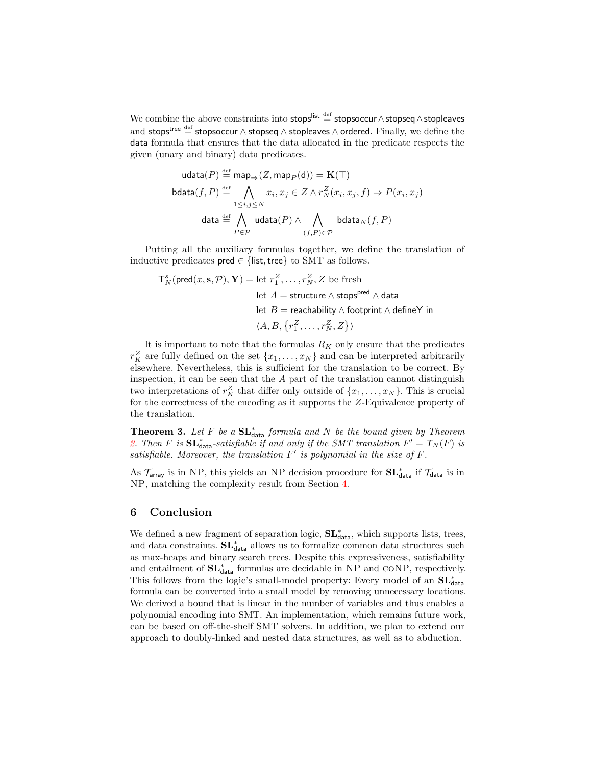We combine the above constraints into $\mathsf{stops}^{\mathsf{list}} \stackrel{\text{def}}{=} \mathsf{stopsoccur} \wedge \mathsf{stopseq} \wedge \mathsf{stopleaves}$ and $\mathsf{stops}^{\mathsf{tree}} \stackrel{\text{def}}{=} \mathsf{stopsoccur} \wedge \mathsf{stopseq} \wedge \mathsf{stopleaves} \wedge \mathsf{ordered}$. Finally, we define the $\mathsf{data}$ formula that ensures that the data allocated in the predicate respects the given (unary and binary) data predicates.

$$\mathsf{udata}(P) \stackrel{\text{def}}{=} \mathsf{map}_{\Rightarrow}(Z, \mathsf{map}_P(\mathsf{d})) = \mathbf{K}(\top)$$

$$\mathsf{bdata}(f, P) \stackrel{\text{def}}{=} \bigwedge_{1 \leq i,j \leq N} x_i, x_j \in Z \wedge r_N^Z(x_i, x_j, f) \Rightarrow P(x_i, x_j)$$

$$\mathsf{data} \stackrel{\text{def}}{=} \bigwedge_{P \in \mathcal{P}} \mathsf{udata}(P) \wedge \bigwedge_{(f,P) \in \mathcal{P}} \mathsf{bdata}_N(f, P)$$

Putting all the auxiliary formulas together, we define the translation of inductive predicates $\mathsf{pred} \in \{\mathsf{list}, \mathsf{tree}\}$ to SMT as follows.

$$\begin{aligned}
\mathsf{T}_N^s(\mathsf{pred}(x, \mathbf{s}, \mathcal{P}), \mathbf{Y}) = {} & \text{let } r_1^Z, \ldots, r_N^Z, Z \text{ be fresh} \\
& \text{let } A = \mathsf{structure} \wedge \mathsf{stops}^{\mathsf{pred}} \wedge \mathsf{data} \\
& \text{let } B = \mathsf{reachability} \wedge \mathsf{footprint} \wedge \mathsf{defineY} \text{ in} \\
& \langle A, B, \{r_1^Z, \ldots, r_N^Z, Z\} \rangle
\end{aligned}$$

It is important to note that the formulas $R_K$ only ensure that the predicates $r_K^Z$ are fully defined on the set $\{x_1, \ldots, x_N\}$ and can be interpreted arbitrarily elsewhere. Nevertheless, this is sufficient for the translation to be correct. By inspection, it can be seen that the $A$ part of the translation cannot distinguish two interpretations of $r_K^Z$ that differ only outside of $\{x_1, \ldots, x_N\}$. This is crucial for the correctness of the encoding as it supports the $Z$-Equivalence property of the translation.

**Theorem 3.** *Let $F$ be a $\mathbf{SL}^*_{\mathsf{data}}$ formula and $N$ be the bound given by Theorem 2. Then $F$ is $\mathbf{SL}^*_{\mathsf{data}}$-satisfiable if and only if the SMT translation $F' = \mathsf{T}_N(F)$ is satisfiable. Moreover, the translation $F'$ is polynomial in the size of $F$.*

As $\mathcal{T}_{\mathsf{array}}$ is in NP, this yields an NP decision procedure for $\mathbf{SL}^*_{\mathsf{data}}$ if $\mathcal{T}_{\mathsf{data}}$ is in NP, matching the complexity result from Section 4.

## 6 Conclusion

We defined a new fragment of separation logic, $\mathbf{SL}^*_{\mathsf{data}}$, which supports lists, trees, and data constraints. $\mathbf{SL}^*_{\mathsf{data}}$ allows us to formalize common data structures such as max-heaps and binary search trees. Despite this expressiveness, satisfiability and entailment of $\mathbf{SL}^*_{\mathsf{data}}$ formulas are decidable in NP and coNP, respectively. This follows from the logic's small-model property: Every model of an $\mathbf{SL}^*_{\mathsf{data}}$ formula can be converted into a small model by removing unnecessary locations. We derived a bound that is linear in the number of variables and thus enables a polynomial encoding into SMT. An implementation, which remains future work, can be based on off-the-shelf SMT solvers. In addition, we plan to extend our approach to doubly-linked and nested data structures, as well as to abduction.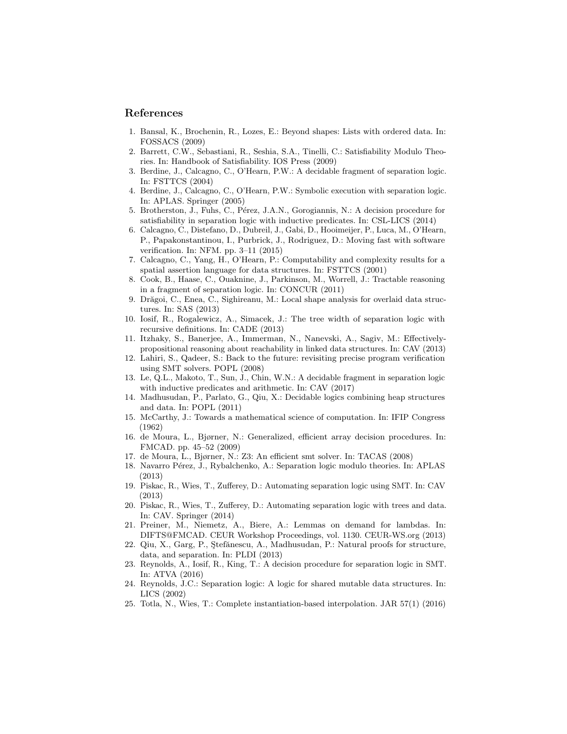## References

1. Bansal, K., Brochenin, R., Lozes, E.: Beyond shapes: Lists with ordered data. In: FOSSACS (2009)
2. Barrett, C.W., Sebastiani, R., Seshia, S.A., Tinelli, C.: Satisfiability Modulo Theories. In: Handbook of Satisfiability. IOS Press (2009)
3. Berdine, J., Calcagno, C., O'Hearn, P.W.: A decidable fragment of separation logic. In: FSTTCS (2004)
4. Berdine, J., Calcagno, C., O'Hearn, P.W.: Symbolic execution with separation logic. In: APLAS. Springer (2005)
5. Brotherston, J., Fuhs, C., Pérez, J.A.N., Gorogiannis, N.: A decision procedure for satisfiability in separation logic with inductive predicates. In: CSL-LICS (2014)
6. Calcagno, C., Distefano, D., Dubreil, J., Gabi, D., Hooimeijer, P., Luca, M., O'Hearn, P., Papakonstantinou, I., Purbrick, J., Rodriguez, D.: Moving fast with software verification. In: NFM. pp. 3–11 (2015)
7. Calcagno, C., Yang, H., O'Hearn, P.: Computability and complexity results for a spatial assertion language for data structures. In: FSTTCS (2001)
8. Cook, B., Haase, C., Ouaknine, J., Parkinson, M., Worrell, J.: Tractable reasoning in a fragment of separation logic. In: CONCUR (2011)
9. Drăgoi, C., Enea, C., Sighireanu, M.: Local shape analysis for overlaid data structures. In: SAS (2013)
10. Iosif, R., Rogalewicz, A., Simacek, J.: The tree width of separation logic with recursive definitions. In: CADE (2013)
11. Itzhaky, S., Banerjee, A., Immerman, N., Nanevski, A., Sagiv, M.: Effectively-propositional reasoning about reachability in linked data structures. In: CAV (2013)
12. Lahiri, S., Qadeer, S.: Back to the future: revisiting precise program verification using SMT solvers. POPL (2008)
13. Le, Q.L., Makoto, T., Sun, J., Chin, W.N.: A decidable fragment in separation logic with inductive predicates and arithmetic. In: CAV (2017)
14. Madhusudan, P., Parlato, G., Qiu, X.: Decidable logics combining heap structures and data. In: POPL (2011)
15. McCarthy, J.: Towards a mathematical science of computation. In: IFIP Congress (1962)
16. de Moura, L., Bjørner, N.: Generalized, efficient array decision procedures. In: FMCAD. pp. 45–52 (2009)
17. de Moura, L., Bjørner, N.: Z3: An efficient smt solver. In: TACAS (2008)
18. Navarro Pérez, J., Rybalchenko, A.: Separation logic modulo theories. In: APLAS (2013)
19. Piskac, R., Wies, T., Zufferey, D.: Automating separation logic using SMT. In: CAV (2013)
20. Piskac, R., Wies, T., Zufferey, D.: Automating separation logic with trees and data. In: CAV. Springer (2014)
21. Preiner, M., Niemetz, A., Biere, A.: Lemmas on demand for lambdas. In: DIFTS@FMCAD. CEUR Workshop Proceedings, vol. 1130. CEUR-WS.org (2013)
22. Qiu, X., Garg, P., Ştefănescu, A., Madhusudan, P.: Natural proofs for structure, data, and separation. In: PLDI (2013)
23. Reynolds, A., Iosif, R., King, T.: A decision procedure for separation logic in SMT. In: ATVA (2016)
24. Reynolds, J.C.: Separation logic: A logic for shared mutable data structures. In: LICS (2002)
25. Totla, N., Wies, T.: Complete instantiation-based interpolation. JAR 57(1) (2016)